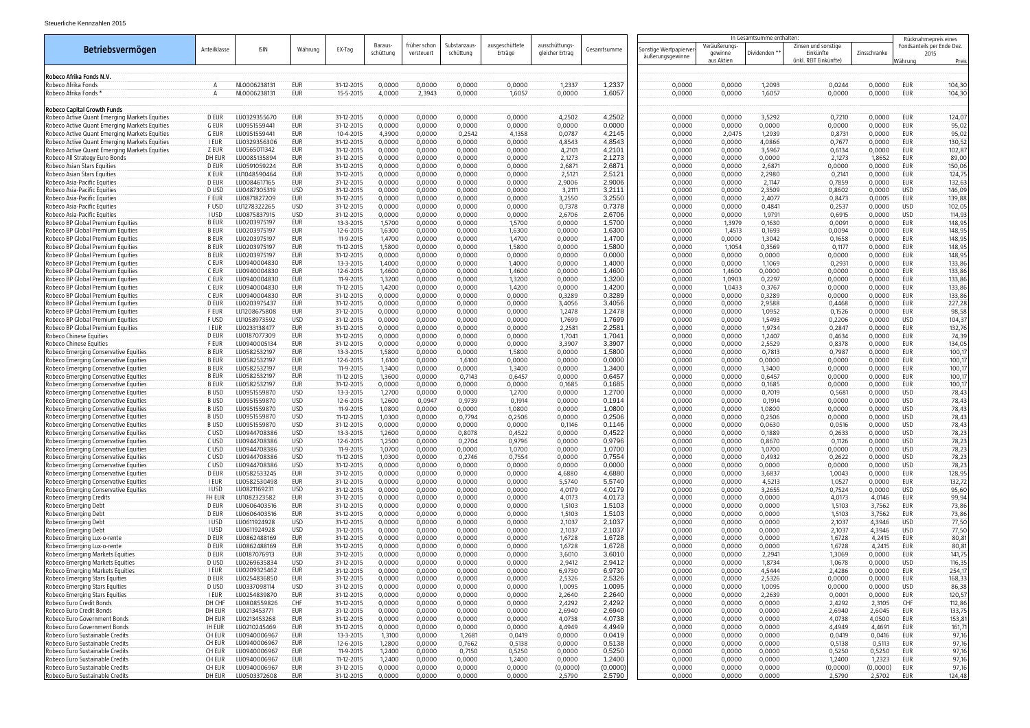Steuerliche Kennzahlen 2015

| Betriebsvermögen | Anteilklasse | ISIN | Währung | EX-Tag | Barausschüttung | früher schon versteuert | Substanzausschüttung | ausgeschüttete Erträge | ausschüttungsgleicher Ertrag | Gesamtsumme | In Gesamtsumme enthalten: Sonstige Wertpapierveräußerungsgewinne | Veräußerungsgewinne aus Aktien | Dividenden ** | Zinsen und sonstige Einkünfte (inkl. REIT Einkünfte) | Zinsschranke | Rücknahmepreis eines Fondsanteils per Ende Dez. 2015 Währung | Preis |
|---|---|---|---|---|---|---|---|---|---|---|---|---|---|---|---|---|---|
| **Robeco Afrika Fonds N.V.** | | | | | | | | | | | | | | | | | |
| Robeco Afrika Fonds | A | NL0006238131 | EUR | 31-12-2015 | 0,0000 | 0,0000 | 0,0000 | 0,0000 | 1,2337 | 1,2337 | 0,0000 | 0,0000 | 1,2093 | 0,0244 | 0,0000 | EUR | 104,30 |
| Robeco Afrika Fonds * | A | NL0006238131 | EUR | 15-5-2015 | 4,0000 | 2,3943 | 0,0000 | 1,6057 | 0,0000 | 1,6057 | 0,0000 | 0,0000 | 1,6057 | 0,0000 | 0,0000 | EUR | 104,30 |
| **Robeco Capital Growth Funds** | | | | | | | | | | | | | | | | | |
| Robeco Active Quant Emerging Markets Equities | D EUR | LU0329355670 | EUR | 31-12-2015 | 0,0000 | 0,0000 | 0,0000 | 0,0000 | 4,2502 | 4,2502 | 0,0000 | 0,0000 | 3,5292 | 0,7210 | 0,0000 | EUR | 124,07 |
| Robeco Active Quant Emerging Markets Equities | G EUR | LU0951559441 | EUR | 31-12-2015 | 0,0000 | 0,0000 | 0,0000 | 0,0000 | 0,0000 | 0,0000 | 0,0000 | 0,0000 | 0,0000 | 0,0000 | 0,0000 | EUR | 95,02 |
| Robeco Active Quant Emerging Markets Equities | G EUR | LU0951559441 | EUR | 10-4-2015 | 4,3900 | 0,0000 | 0,2542 | 4,1358 | 0,0787 | 4,2145 | 0,0000 | 2,0475 | 1,2939 | 0,8731 | 0,0000 | EUR | 95,02 |
| Robeco Active Quant Emerging Markets Equities | I EUR | LU0329356306 | EUR | 31-12-2015 | 0,0000 | 0,0000 | 0,0000 | 0,0000 | 4,8543 | 4,8543 | 0,0000 | 0,0000 | 4,0866 | 0,7677 | 0,0000 | EUR | 130,52 |
| Robeco Active Quant Emerging Markets Equities | Z EUR | LU0565011342 | EUR | 31-12-2015 | 0,0000 | 0,0000 | 0,0000 | 0,0000 | 4,2101 | 4,2101 | 0,0000 | 0,0000 | 3,5967 | 0,6134 | 0,0000 | EUR | 102,87 |
| Robeco All Strategy Euro Bonds | DH EUR | LU0085135894 | EUR | 31-12-2015 | 0,0000 | 0,0000 | 0,0000 | 0,0000 | 2,1273 | 2,1273 | 0,0000 | 0,0000 | 0,0000 | 2,1273 | 1,8652 | EUR | 89,00 |
| Robeco Asian Stars Equities | D EUR | LU0591059224 | EUR | 31-12-2015 | 0,0000 | 0,0000 | 0,0000 | 0,0000 | 2,6871 | 2,6871 | 0,0000 | 0,0000 | 2,6871 | 0,0000 | 0,0000 | EUR | 150,06 |
| Robeco Asian Stars Equities | K EUR | LU1048590464 | EUR | 31-12-2015 | 0,0000 | 0,0000 | 0,0000 | 0,0000 | 2,5121 | 2,5121 | 0,0000 | 0,0000 | 2,2980 | 0,2141 | 0,0000 | EUR | 124,75 |
| Robeco Asia-Pacific Equities | D EUR | LU0084617165 | EUR | 31-12-2015 | 0,0000 | 0,0000 | 0,0000 | 0,0000 | 2,9006 | 2,9006 | 0,0000 | 0,0000 | 2,1147 | 0,7859 | 0,0000 | EUR | 132,63 |
| Robeco Asia-Pacific Equities | D USD | LU0487305319 | USD | 31-12-2015 | 0,0000 | 0,0000 | 0,0000 | 0,0000 | 3,2111 | 3,2111 | 0,0000 | 0,0000 | 2,3509 | 0,8602 | 0,0000 | USD | 146,09 |
| Robeco Asia-Pacific Equities | F EUR | LU0871827209 | EUR | 31-12-2015 | 0,0000 | 0,0000 | 0,0000 | 0,0000 | 3,2550 | 3,2550 | 0,0000 | 0,0000 | 2,4077 | 0,8473 | 0,0005 | EUR | 139,88 |
| Robeco Asia-Pacific Equities | F USD | LU1278322265 | USD | 31-12-2015 | 0,0000 | 0,0000 | 0,0000 | 0,0000 | 0,7378 | 0,7378 | 0,0000 | 0,0000 | 0,4841 | 0,2537 | 0,0000 | USD | 102,05 |
| Robeco Asia-Pacific Equities | I USD | LU0875837915 | USD | 31-12-2015 | 0,0000 | 0,0000 | 0,0000 | 0,0000 | 2,6706 | 2,6706 | 0,0000 | 0,0000 | 1,9791 | 0,6915 | 0,0000 | USD | 114,93 |
| Robeco BP Global Premium Equities | B EUR | LU0203975197 | EUR | 13-3-2015 | 1,5700 | 0,0000 | 0,0000 | 1,5700 | 0,0000 | 1,5700 | 0,0000 | 1,3979 | 0,1630 | 0,0091 | 0,0000 | EUR | 148,95 |
| Robeco BP Global Premium Equities | B EUR | LU0203975197 | EUR | 12-6-2015 | 1,6300 | 0,0000 | 0,0000 | 1,6300 | 0,0000 | 1,6300 | 0,0000 | 1,4513 | 0,1693 | 0,0094 | 0,0000 | EUR | 148,95 |
| Robeco BP Global Premium Equities | B EUR | LU0203975197 | EUR | 11-9-2015 | 1,4700 | 0,0000 | 0,0000 | 1,4700 | 0,0000 | 1,4700 | 0,0000 | 0,0000 | 1,3042 | 0,1658 | 0,0000 | EUR | 148,95 |
| Robeco BP Global Premium Equities | B EUR | LU0203975197 | EUR | 11-12-2015 | 1,5800 | 0,0000 | 0,0000 | 1,5800 | 0,0000 | 1,5800 | 0,0000 | 1,1054 | 0,3569 | 0,1177 | 0,0000 | EUR | 148,95 |
| Robeco BP Global Premium Equities | B EUR | LU0203975197 | EUR | 31-12-2015 | 0,0000 | 0,0000 | 0,0000 | 0,0000 | 0,0000 | 0,0000 | 0,0000 | 0,0000 | 0,0000 | 0,0000 | 0,0000 | EUR | 148,95 |
| Robeco BP Global Premium Equities | C EUR | LU0940004830 | EUR | 13-3-2015 | 1,4000 | 0,0000 | 0,0000 | 1,4000 | 0,0000 | 1,4000 | 0,0000 | 0,0000 | 1,1069 | 0,2931 | 0,0000 | EUR | 133,86 |
| Robeco BP Global Premium Equities | C EUR | LU0940004830 | EUR | 12-6-2015 | 1,4600 | 0,0000 | 0,0000 | 1,4600 | 0,0000 | 1,4600 | 0,0000 | 1,4600 | 0,0000 | 0,0000 | 0,0000 | EUR | 133,86 |
| Robeco BP Global Premium Equities | C EUR | LU0940004830 | EUR | 11-9-2015 | 1,3200 | 0,0000 | 0,0000 | 1,3200 | 0,0000 | 1,3200 | 0,0000 | 1,0903 | 0,2297 | 0,0000 | 0,0000 | EUR | 133,86 |
| Robeco BP Global Premium Equities | C EUR | LU0940004830 | EUR | 11-12-2015 | 1,4200 | 0,0000 | 0,0000 | 1,4200 | 0,0000 | 1,4200 | 0,0000 | 1,0433 | 0,3767 | 0,0000 | 0,0000 | EUR | 133,86 |
| Robeco BP Global Premium Equities | C EUR | LU0940004830 | EUR | 31-12-2015 | 0,0000 | 0,0000 | 0,0000 | 0,0000 | 0,3289 | 0,3289 | 0,0000 | 0,0000 | 0,3289 | 0,0000 | 0,0000 | EUR | 133,86 |
| Robeco BP Global Premium Equities | D EUR | LU0203975437 | EUR | 31-12-2015 | 0,0000 | 0,0000 | 0,0000 | 0,0000 | 3,4056 | 3,4056 | 0,0000 | 0,0000 | 2,9588 | 0,4468 | 0,0000 | EUR | 227,28 |
| Robeco BP Global Premium Equities | F EUR | LU1208675808 | EUR | 31-12-2015 | 0,0000 | 0,0000 | 0,0000 | 0,0000 | 1,2478 | 1,2478 | 0,0000 | 0,0000 | 1,0952 | 0,1526 | 0,0000 | EUR | 98,58 |
| Robeco BP Global Premium Equities | F USD | LU1058973592 | USD | 31-12-2015 | 0,0000 | 0,0000 | 0,0000 | 0,0000 | 1,7699 | 1,7699 | 0,0000 | 0,0000 | 1,5493 | 0,2206 | 0,0000 | USD | 104,37 |
| Robeco BP Global Premium Equities | I EUR | LU0233138477 | EUR | 31-12-2015 | 0,0000 | 0,0000 | 0,0000 | 0,0000 | 2,2581 | 2,2581 | 0,0000 | 0,0000 | 1,9734 | 0,2847 | 0,0000 | EUR | 132,76 |
| Robeco Chinese Equities | D EUR | LU0187077309 | EUR | 31-12-2015 | 0,0000 | 0,0000 | 0,0000 | 0,0000 | 1,7041 | 1,7041 | 0,0000 | 0,0000 | 1,2407 | 0,4634 | 0,0000 | EUR | 74,39 |
| Robeco Chinese Equities | F EUR | LU0940005134 | EUR | 31-12-2015 | 0,0000 | 0,0000 | 0,0000 | 0,0000 | 3,3907 | 3,3907 | 0,0000 | 0,0000 | 2,5529 | 0,8378 | 0,0000 | EUR | 134,05 |
| Robeco Emerging Conservative Equities | B EUR | LU0582532197 | EUR | 13-3-2015 | 1,5800 | 0,0000 | 0,0000 | 1,5800 | 0,0000 | 1,5800 | 0,0000 | 0,0000 | 0,7813 | 0,7987 | 0,0000 | EUR | 100,17 |
| Robeco Emerging Conservative Equities | B EUR | LU0582532197 | EUR | 12-6-2015 | 1,6100 | 0,0000 | 1,6100 | 0,0000 | 0,0000 | 0,0000 | 0,0000 | 0,0000 | 0,0000 | 0,0000 | 0,0000 | EUR | 100,17 |
| Robeco Emerging Conservative Equities | B EUR | LU0582532197 | EUR | 11-9-2015 | 1,3400 | 0,0000 | 0,0000 | 1,3400 | 0,0000 | 1,3400 | 0,0000 | 0,0000 | 1,3400 | 0,0000 | 0,0000 | EUR | 100,17 |
| Robeco Emerging Conservative Equities | B EUR | LU0582532197 | EUR | 11-12-2015 | 1,3600 | 0,0000 | 0,7143 | 0,6457 | 0,0000 | 0,6457 | 0,0000 | 0,0000 | 0,6457 | 0,0000 | 0,0000 | EUR | 100,17 |
| Robeco Emerging Conservative Equities | B EUR | LU0582532197 | EUR | 31-12-2015 | 0,0000 | 0,0000 | 0,0000 | 0,0000 | 0,1685 | 0,1685 | 0,0000 | 0,0000 | 0,1685 | 0,0000 | 0,0000 | EUR | 100,17 |
| Robeco Emerging Conservative Equities | B USD | LU0951559870 | USD | 13-3-2015 | 1,2700 | 0,0000 | 0,0000 | 1,2700 | 0,0000 | 1,2700 | 0,0000 | 0,0000 | 0,7019 | 0,5681 | 0,0000 | USD | 78,43 |
| Robeco Emerging Conservative Equities | B USD | LU0951559870 | USD | 12-6-2015 | 1,2600 | 0,0947 | 0,9739 | 0,1914 | 0,0000 | 0,1914 | 0,0000 | 0,0000 | 0,1914 | 0,0000 | 0,0000 | USD | 78,43 |
| Robeco Emerging Conservative Equities | B USD | LU0951559870 | USD | 11-9-2015 | 1,0800 | 0,0000 | 0,0000 | 1,0800 | 0,0000 | 1,0800 | 0,0000 | 0,0000 | 1,0800 | 0,0000 | 0,0000 | USD | 78,43 |
| Robeco Emerging Conservative Equities | B USD | LU0951559870 | USD | 11-12-2015 | 1,0300 | 0,0000 | 0,7794 | 0,2506 | 0,0000 | 0,2506 | 0,0000 | 0,0000 | 0,2506 | 0,0000 | 0,0000 | USD | 78,43 |
| Robeco Emerging Conservative Equities | B USD | LU0951559870 | USD | 31-12-2015 | 0,0000 | 0,0000 | 0,0000 | 0,0000 | 0,1146 | 0,1146 | 0,0000 | 0,0000 | 0,0630 | 0,0516 | 0,0000 | USD | 78,43 |
| Robeco Emerging Conservative Equities | C USD | LU0944708386 | USD | 13-3-2015 | 1,2600 | 0,0000 | 0,8078 | 0,4522 | 0,0000 | 0,4522 | 0,0000 | 0,0000 | 0,1889 | 0,2633 | 0,0000 | USD | 78,23 |
| Robeco Emerging Conservative Equities | C USD | LU0944708386 | USD | 12-6-2015 | 1,2500 | 0,0000 | 0,2704 | 0,9796 | 0,0000 | 0,9796 | 0,0000 | 0,0000 | 0,8670 | 0,1126 | 0,0000 | USD | 78,23 |
| Robeco Emerging Conservative Equities | C USD | LU0944708386 | USD | 11-9-2015 | 1,0700 | 0,0000 | 0,0000 | 1,0700 | 0,0000 | 1,0700 | 0,0000 | 0,0000 | 1,0700 | 0,0000 | 0,0000 | USD | 78,23 |
| Robeco Emerging Conservative Equities | C USD | LU0944708386 | USD | 11-12-2015 | 1,0300 | 0,0000 | 0,2746 | 0,7554 | 0,0000 | 0,7554 | 0,0000 | 0,0000 | 0,4932 | 0,2622 | 0,0000 | USD | 78,23 |
| Robeco Emerging Conservative Equities | C USD | LU0944708386 | USD | 31-12-2015 | 0,0000 | 0,0000 | 0,0000 | 0,0000 | 0,0000 | 0,0000 | 0,0000 | 0,0000 | 0,0000 | 0,0000 | 0,0000 | USD | 78,23 |
| Robeco Emerging Conservative Equities | D EUR | LU0582533245 | EUR | 31-12-2015 | 0,0000 | 0,0000 | 0,0000 | 0,0000 | 4,6880 | 4,6880 | 0,0000 | 0,0000 | 3,6837 | 1,0043 | 0,0000 | EUR | 128,95 |
| Robeco Emerging Conservative Equities | I EUR | LU0582530498 | EUR | 31-12-2015 | 0,0000 | 0,0000 | 0,0000 | 0,0000 | 5,5740 | 5,5740 | 0,0000 | 0,0000 | 4,5213 | 1,0527 | 0,0000 | EUR | 132,72 |
| Robeco Emerging Conservative Equities | I USD | LU0821169231 | USD | 31-12-2015 | 0,0000 | 0,0000 | 0,0000 | 0,0000 | 4,0179 | 4,0179 | 0,0000 | 0,0000 | 3,2655 | 0,7524 | 0,0000 | USD | 95,60 |
| Robeco Emerging Credits | FH EUR | LU1082323582 | EUR | 31-12-2015 | 0,0000 | 0,0000 | 0,0000 | 0,0000 | 4,0173 | 4,0173 | 0,0000 | 0,0000 | 0,0000 | 4,0173 | 4,0146 | EUR | 99,94 |
| Robeco Emerging Debt | D EUR | LU0606403516 | EUR | 31-12-2015 | 0,0000 | 0,0000 | 0,0000 | 0,0000 | 1,5103 | 1,5103 | 0,0000 | 0,0000 | 0,0000 | 1,5103 | 3,7562 | EUR | 73,86 |
| Robeco Emerging Debt | D EUR | LU0606403516 | EUR | 31-12-2015 | 0,0000 | 0,0000 | 0,0000 | 0,0000 | 1,5103 | 1,5103 | 0,0000 | 0,0000 | 0,0000 | 1,5103 | 3,7562 | EUR | 73,86 |
| Robeco Emerging Debt | I USD | LU0611924928 | USD | 31-12-2015 | 0,0000 | 0,0000 | 0,0000 | 0,0000 | 2,1037 | 2,1037 | 0,0000 | 0,0000 | 0,0000 | 2,1037 | 4,3946 | USD | 77,50 |
| Robeco Emerging Debt | I USD | LU0611924928 | USD | 31-12-2015 | 0,0000 | 0,0000 | 0,0000 | 0,0000 | 2,1037 | 2,1037 | 0,0000 | 0,0000 | 0,0000 | 2,1037 | 4,3946 | USD | 77,50 |
| Robeco Emerging Lux-o-rente | D EUR | LU0862488169 | EUR | 31-12-2015 | 0,0000 | 0,0000 | 0,0000 | 0,0000 | 1,6728 | 1,6728 | 0,0000 | 0,0000 | 0,0000 | 1,6728 | 4,2415 | EUR | 80,81 |
| Robeco Emerging Lux-o-rente | D EUR | LU0862488169 | EUR | 31-12-2015 | 0,0000 | 0,0000 | 0,0000 | 0,0000 | 1,6728 | 1,6728 | 0,0000 | 0,0000 | 0,0000 | 1,6728 | 4,2415 | EUR | 80,81 |
| Robeco Emerging Markets Equities | D EUR | LU0187076913 | EUR | 31-12-2015 | 0,0000 | 0,0000 | 0,0000 | 0,0000 | 3,6010 | 3,6010 | 0,0000 | 0,0000 | 2,2941 | 1,3069 | 0,0000 | EUR | 141,75 |
| Robeco Emerging Markets Equities | D USD | LU0269635834 | USD | 31-12-2015 | 0,0000 | 0,0000 | 0,0000 | 0,0000 | 2,9412 | 2,9412 | 0,0000 | 0,0000 | 1,8734 | 1,0678 | 0,0000 | USD | 116,35 |
| Robeco Emerging Markets Equities | I EUR | LU0209325462 | EUR | 31-12-2015 | 0,0000 | 0,0000 | 0,0000 | 0,0000 | 6,9730 | 6,9730 | 0,0000 | 0,0000 | 4,5444 | 2,4286 | 0,0000 | EUR | 254,17 |
| Robeco Emerging Stars Equities | D EUR | LU0254836850 | EUR | 31-12-2015 | 0,0000 | 0,0000 | 0,0000 | 0,0000 | 2,5326 | 2,5326 | 0,0000 | 0,0000 | 2,5326 | 0,0000 | 0,0000 | EUR | 168,33 |
| Robeco Emerging Stars Equities | D USD | LU0337098114 | USD | 31-12-2015 | 0,0000 | 0,0000 | 0,0000 | 0,0000 | 1,0095 | 1,0095 | 0,0000 | 0,0000 | 1,0095 | 0,0000 | 0,0000 | USD | 86,38 |
| Robeco Emerging Stars Equities | I EUR | LU0254839870 | EUR | 31-12-2015 | 0,0000 | 0,0000 | 0,0000 | 0,0000 | 2,2640 | 2,2640 | 0,0000 | 0,0000 | 2,2639 | 0,0001 | 0,0000 | EUR | 120,57 |
| Robeco Euro Credit Bonds | DH CHF | LU0808559826 | CHF | 31-12-2015 | 0,0000 | 0,0000 | 0,0000 | 0,0000 | 2,4292 | 2,4292 | 0,0000 | 0,0000 | 0,0000 | 2,4292 | 2,3105 | CHF | 112,86 |
| Robeco Euro Credit Bonds | DH EUR | LU0213453771 | EUR | 31-12-2015 | 0,0000 | 0,0000 | 0,0000 | 0,0000 | 2,6940 | 2,6940 | 0,0000 | 0,0000 | 0,0000 | 2,6940 | 2,6045 | EUR | 133,75 |
| Robeco Euro Government Bonds | DH EUR | LU0213453268 | EUR | 31-12-2015 | 0,0000 | 0,0000 | 0,0000 | 0,0000 | 4,0738 | 4,0738 | 0,0000 | 0,0000 | 0,0000 | 4,0738 | 4,0500 | EUR | 153,81 |
| Robeco Euro Government Bonds | IH EUR | LU0210245469 | EUR | 31-12-2015 | 0,0000 | 0,0000 | 0,0000 | 0,0000 | 4,4949 | 4,4949 | 0,0000 | 0,0000 | 0,0000 | 4,4949 | 4,4691 | EUR | 161,71 |
| Robeco Euro Sustainable Credits | CH EUR | LU0940006967 | EUR | 13-3-2015 | 1,3100 | 0,0000 | 1,2681 | 0,0419 | 0,0000 | 0,0419 | 0,0000 | 0,0000 | 0,0000 | 0,0419 | 0,0416 | EUR | 97,16 |
| Robeco Euro Sustainable Credits | CH EUR | LU0940006967 | EUR | 12-6-2015 | 1,2800 | 0,0000 | 0,7662 | 0,5138 | 0,0000 | 0,5138 | 0,0000 | 0,0000 | 0,0000 | 0,5138 | 0,5113 | EUR | 97,16 |
| Robeco Euro Sustainable Credits | CH EUR | LU0940006967 | EUR | 11-9-2015 | 1,2400 | 0,0000 | 0,7150 | 0,5250 | 0,0000 | 0,5250 | 0,0000 | 0,0000 | 0,0000 | 0,5250 | 0,5250 | EUR | 97,16 |
| Robeco Euro Sustainable Credits | CH EUR | LU0940006967 | EUR | 11-12-2015 | 1,2400 | 0,0000 | 0,0000 | 1,2400 | 0,0000 | 1,2400 | 0,0000 | 0,0000 | 0,0000 | 1,2400 | 1,2323 | EUR | 97,16 |
| Robeco Euro Sustainable Credits | CH EUR | LU0940006967 | EUR | 31-12-2015 | 0,0000 | 0,0000 | 0,0000 | 0,0000 | (0,0000) | (0,0000) | 0,0000 | 0,0000 | 0,0000 | (0,0000) | (0,0000) | EUR | 97,16 |
| Robeco Euro Sustainable Credits | DH EUR | LU0503372608 | EUR | 31-12-2015 | 0,0000 | 0,0000 | 0,0000 | 0,0000 | 2,5790 | 2,5790 | 0,0000 | 0,0000 | 0,0000 | 2,5790 | 2,5702 | EUR | 124,48 |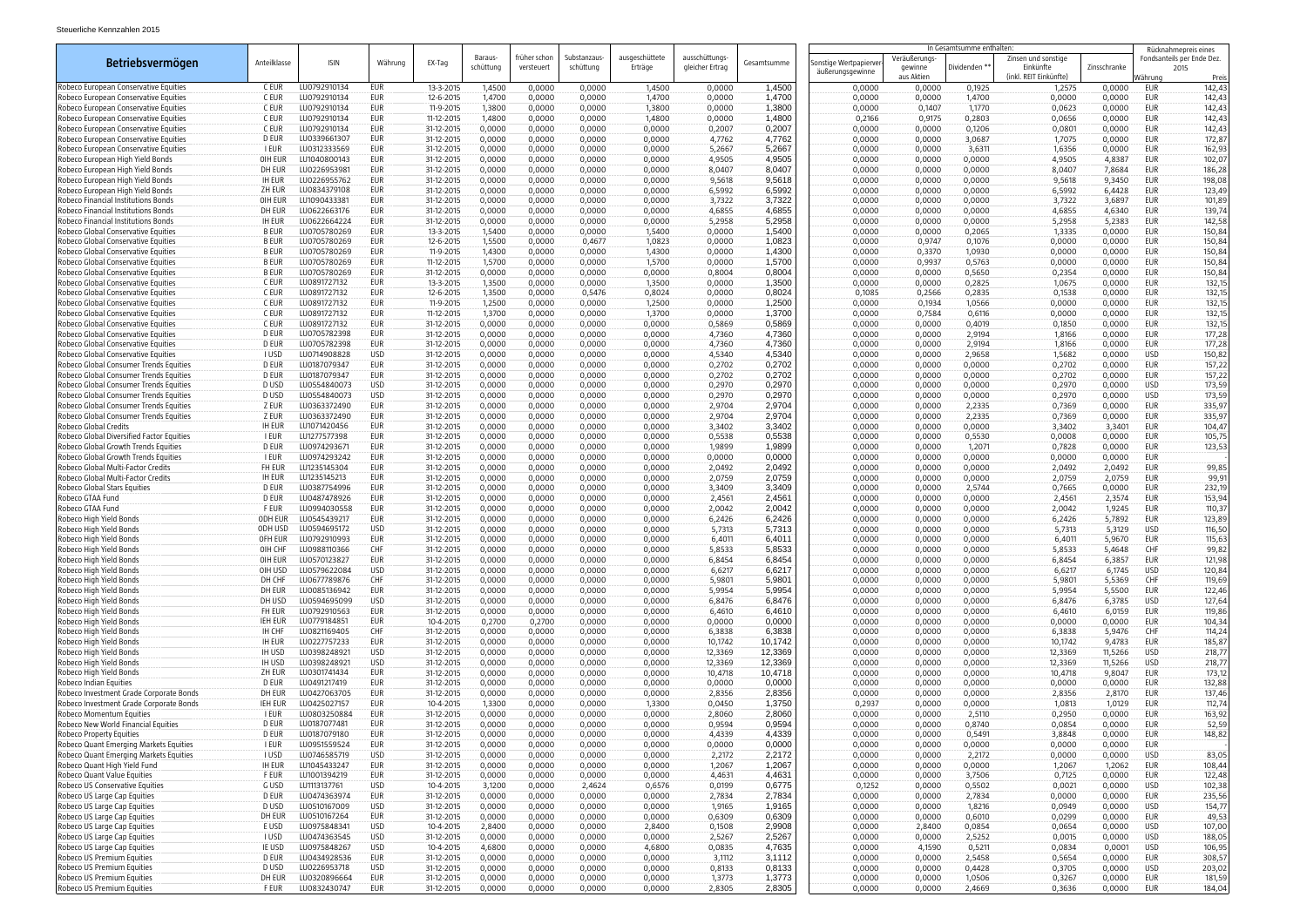Steuerliche Kennzahlen 2015

| Betriebsvermögen | Anteilklasse | ISIN | Währung | EX-Tag | Baraus-schüttung | früher schon versteuert | Substanzaus-schüttung | ausgeschüttete Erträge | ausschüttungs-gleicher Ertrag | Gesamtsumme | In Gesamtsumme enthalten: Sonstige Wertpapierveräußerungsgewinne | Veräußerungs-gewinne aus Aktien | Dividenden ** | Zinsen und sonstige Einkünfte (inkl. REIT Einkünfte) | Zinsschranke | Rücknahmepreis eines Fondsanteils per Ende Dez. 2015 Währung | Preis |
|---|---|---|---|---|---|---|---|---|---|---|---|---|---|---|---|---|---|
| Robeco European Conservative Equities | C EUR | LU0792910134 | EUR | 13-3-2015 | 1,4500 | 0,0000 | 0,0000 | 1,4500 | 0,0000 | 1,4500 | 0,0000 | 0,0000 | 0,1925 | 1,2575 | 0,0000 | EUR | 142,43 |
| Robeco European Conservative Equities | C EUR | LU0792910134 | EUR | 12-6-2015 | 1,4700 | 0,0000 | 0,0000 | 1,4700 | 0,0000 | 1,4700 | 0,0000 | 0,0000 | 1,4700 | 0,0000 | 0,0000 | EUR | 142,43 |
| Robeco European Conservative Equities | C EUR | LU0792910134 | EUR | 11-9-2015 | 1,3800 | 0,0000 | 0,0000 | 1,3800 | 0,0000 | 1,3800 | 0,0000 | 0,1407 | 1,1770 | 0,0623 | 0,0000 | EUR | 142,43 |
| Robeco European Conservative Equities | C EUR | LU0792910134 | EUR | 11-12-2015 | 1,4800 | 0,0000 | 0,0000 | 1,4800 | 0,0000 | 1,4800 | 0,2166 | 0,9175 | 0,2803 | 0,0656 | 0,0000 | EUR | 142,43 |
| Robeco European Conservative Equities | C EUR | LU0792910134 | EUR | 31-12-2015 | 0,0000 | 0,0000 | 0,0000 | 0,0000 | 0,2007 | 0,2007 | 0,0000 | 0,0000 | 0,1206 | 0,0801 | 0,0000 | EUR | 142,43 |
| Robeco European Conservative Equities | D EUR | LU0339661307 | EUR | 31-12-2015 | 0,0000 | 0,0000 | 0,0000 | 0,0000 | 4,7762 | 4,7762 | 0,0000 | 0,0000 | 3,0687 | 1,7075 | 0,0000 | EUR | 172,87 |
| Robeco European Conservative Equities | I EUR | LU0312333569 | EUR | 31-12-2015 | 0,0000 | 0,0000 | 0,0000 | 0,0000 | 5,2667 | 5,2667 | 0,0000 | 0,0000 | 3,6311 | 1,6356 | 0,0000 | EUR | 162,93 |
| Robeco European High Yield Bonds | 0IH EUR | LU1040800143 | EUR | 31-12-2015 | 0,0000 | 0,0000 | 0,0000 | 0,0000 | 4,9505 | 4,9505 | 0,0000 | 0,0000 | 0,0000 | 4,9505 | 4,8387 | EUR | 102,07 |
| Robeco European High Yield Bonds | DH EUR | LU0226953981 | EUR | 31-12-2015 | 0,0000 | 0,0000 | 0,0000 | 0,0000 | 8,0407 | 8,0407 | 0,0000 | 0,0000 | 0,0000 | 8,0407 | 7,8684 | EUR | 186,28 |
| Robeco European High Yield Bonds | IH EUR | LU0226955762 | EUR | 31-12-2015 | 0,0000 | 0,0000 | 0,0000 | 0,0000 | 9,5618 | 9,5618 | 0,0000 | 0,0000 | 0,0000 | 9,5618 | 9,3450 | EUR | 198,08 |
| Robeco European High Yield Bonds | ZH EUR | LU0834379108 | EUR | 31-12-2015 | 0,0000 | 0,0000 | 0,0000 | 0,0000 | 6,5992 | 6,5992 | 0,0000 | 0,0000 | 0,0000 | 6,5992 | 6,4428 | EUR | 123,49 |
| Robeco Financial Institutions Bonds | 0IH EUR | LU1090433381 | EUR | 31-12-2015 | 0,0000 | 0,0000 | 0,0000 | 0,0000 | 3,7322 | 3,7322 | 0,0000 | 0,0000 | 0,0000 | 3,7322 | 3,6897 | EUR | 101,89 |
| Robeco Financial Institutions Bonds | DH EUR | LU0622663176 | EUR | 31-12-2015 | 0,0000 | 0,0000 | 0,0000 | 0,0000 | 4,6855 | 4,6855 | 0,0000 | 0,0000 | 0,0000 | 4,6855 | 4,6340 | EUR | 139,74 |
| Robeco Financial Institutions Bonds | IH EUR | LU0622664224 | EUR | 31-12-2015 | 0,0000 | 0,0000 | 0,0000 | 0,0000 | 5,2958 | 5,2958 | 0,0000 | 0,0000 | 0,0000 | 5,2958 | 5,2383 | EUR | 142,58 |
| Robeco Global Conservative Equities | B EUR | LU0705780269 | EUR | 13-3-2015 | 1,5400 | 0,0000 | 0,0000 | 1,5400 | 0,0000 | 1,5400 | 0,0000 | 0,0000 | 0,2065 | 1,3335 | 0,0000 | EUR | 150,84 |
| Robeco Global Conservative Equities | B EUR | LU0705780269 | EUR | 12-6-2015 | 1,5500 | 0,0000 | 0,4677 | 1,0823 | 0,0000 | 1,0823 | 0,0000 | 0,9747 | 0,1076 | 0,0000 | 0,0000 | EUR | 150,84 |
| Robeco Global Conservative Equities | B EUR | LU0705780269 | EUR | 11-9-2015 | 1,4300 | 0,0000 | 0,0000 | 1,4300 | 0,0000 | 1,4300 | 0,0000 | 0,3370 | 1,0930 | 0,0000 | 0,0000 | EUR | 150,84 |
| Robeco Global Conservative Equities | B EUR | LU0705780269 | EUR | 11-12-2015 | 1,5700 | 0,0000 | 0,0000 | 1,5700 | 0,0000 | 1,5700 | 0,0000 | 0,9937 | 0,5763 | 0,0000 | 0,0000 | EUR | 150,84 |
| Robeco Global Conservative Equities | B EUR | LU0705780269 | EUR | 31-12-2015 | 0,0000 | 0,0000 | 0,0000 | 0,0000 | 0,8004 | 0,8004 | 0,0000 | 0,0000 | 0,5650 | 0,2354 | 0,0000 | EUR | 150,84 |
| Robeco Global Conservative Equities | C EUR | LU0891727132 | EUR | 13-3-2015 | 1,3500 | 0,0000 | 0,0000 | 1,3500 | 0,0000 | 1,3500 | 0,0000 | 0,0000 | 0,2825 | 1,0675 | 0,0000 | EUR | 132,15 |
| Robeco Global Conservative Equities | C EUR | LU0891727132 | EUR | 12-6-2015 | 1,3500 | 0,0000 | 0,5476 | 0,8024 | 0,0000 | 0,8024 | 0,1085 | 0,2566 | 0,2835 | 0,1538 | 0,0000 | EUR | 132,15 |
| Robeco Global Conservative Equities | C EUR | LU0891727132 | EUR | 11-9-2015 | 1,2500 | 0,0000 | 0,0000 | 1,2500 | 0,0000 | 1,2500 | 0,0000 | 0,1934 | 1,0566 | 0,0000 | 0,0000 | EUR | 132,15 |
| Robeco Global Conservative Equities | C EUR | LU0891727132 | EUR | 11-12-2015 | 1,3700 | 0,0000 | 0,0000 | 1,3700 | 0,0000 | 1,3700 | 0,0000 | 0,7584 | 0,6116 | 0,0000 | 0,0000 | EUR | 132,15 |
| Robeco Global Conservative Equities | C EUR | LU0891727132 | EUR | 31-12-2015 | 0,0000 | 0,0000 | 0,0000 | 0,0000 | 0,5869 | 0,5869 | 0,0000 | 0,0000 | 0,4019 | 0,1850 | 0,0000 | EUR | 132,15 |
| Robeco Global Conservative Equities | D EUR | LU0705782398 | EUR | 31-12-2015 | 0,0000 | 0,0000 | 0,0000 | 0,0000 | 4,7360 | 4,7360 | 0,0000 | 0,0000 | 2,9194 | 1,8166 | 0,0000 | EUR | 177,28 |
| Robeco Global Conservative Equities | D EUR | LU0705782398 | EUR | 31-12-2015 | 0,0000 | 0,0000 | 0,0000 | 0,0000 | 4,7360 | 4,7360 | 0,0000 | 0,0000 | 2,9194 | 1,8166 | 0,0000 | EUR | 177,28 |
| Robeco Global Conservative Equities | I USD | LU0714908828 | USD | 31-12-2015 | 0,0000 | 0,0000 | 0,0000 | 0,0000 | 4,5340 | 4,5340 | 0,0000 | 0,0000 | 2,9658 | 1,5682 | 0,0000 | USD | 150,82 |
| Robeco Global Consumer Trends Equities | D EUR | LU0187079347 | EUR | 31-12-2015 | 0,0000 | 0,0000 | 0,0000 | 0,0000 | 0,2702 | 0,2702 | 0,0000 | 0,0000 | 0,0000 | 0,2702 | 0,0000 | EUR | 157,22 |
| Robeco Global Consumer Trends Equities | D EUR | LU0187079347 | EUR | 31-12-2015 | 0,0000 | 0,0000 | 0,0000 | 0,0000 | 0,2702 | 0,2702 | 0,0000 | 0,0000 | 0,0000 | 0,2702 | 0,0000 | EUR | 157,22 |
| Robeco Global Consumer Trends Equities | D USD | LU0554840073 | USD | 31-12-2015 | 0,0000 | 0,0000 | 0,0000 | 0,0000 | 0,2970 | 0,2970 | 0,0000 | 0,0000 | 0,0000 | 0,2970 | 0,0000 | USD | 173,59 |
| Robeco Global Consumer Trends Equities | D USD | LU0554840073 | USD | 31-12-2015 | 0,0000 | 0,0000 | 0,0000 | 0,0000 | 0,2970 | 0,2970 | 0,0000 | 0,0000 | 0,0000 | 0,2970 | 0,0000 | USD | 173,59 |
| Robeco Global Consumer Trends Equities | Z EUR | LU0363372490 | EUR | 31-12-2015 | 0,0000 | 0,0000 | 0,0000 | 0,0000 | 2,9704 | 2,9704 | 0,0000 | 0,0000 | 2,2335 | 0,7369 | 0,0000 | EUR | 335,97 |
| Robeco Global Consumer Trends Equities | Z EUR | LU0363372490 | EUR | 31-12-2015 | 0,0000 | 0,0000 | 0,0000 | 0,0000 | 2,9704 | 2,9704 | 0,0000 | 0,0000 | 2,2335 | 0,7369 | 0,0000 | EUR | 335,97 |
| Robeco Global Credits | IH EUR | LU1071420456 | EUR | 31-12-2015 | 0,0000 | 0,0000 | 0,0000 | 0,0000 | 3,3402 | 3,3402 | 0,0000 | 0,0000 | 0,0000 | 3,3402 | 3,3401 | EUR | 104,47 |
| Robeco Global Diversified Factor Equities | I EUR | LU1277577398 | EUR | 31-12-2015 | 0,0000 | 0,0000 | 0,0000 | 0,0000 | 0,5538 | 0,5538 | 0,0000 | 0,0000 | 0,5530 | 0,0008 | 0,0000 | EUR | 105,75 |
| Robeco Global Growth Trends Equities | D EUR | LU0974293671 | EUR | 31-12-2015 | 0,0000 | 0,0000 | 0,0000 | 0,0000 | 1,9899 | 1,9899 | 0,0000 | 0,0000 | 1,2071 | 0,7828 | 0,0000 | EUR | 123,53 |
| Robeco Global Growth Trends Equities | I EUR | LU0974293242 | EUR | 31-12-2015 | 0,0000 | 0,0000 | 0,0000 | 0,0000 | 0,0000 | 0,0000 | 0,0000 | 0,0000 | 0,0000 | 0,0000 | 0,0000 | EUR | - |
| Robeco Global Multi-Factor Credits | FH EUR | LU1235145304 | EUR | 31-12-2015 | 0,0000 | 0,0000 | 0,0000 | 0,0000 | 2,0492 | 2,0492 | 0,0000 | 0,0000 | 0,0000 | 2,0492 | 2,0492 | EUR | 99,85 |
| Robeco Global Multi-Factor Credits | IH EUR | LU1235145213 | EUR | 31-12-2015 | 0,0000 | 0,0000 | 0,0000 | 0,0000 | 2,0759 | 2,0759 | 0,0000 | 0,0000 | 0,0000 | 2,0759 | 2,0759 | EUR | 99,91 |
| Robeco Global Stars Equities | D EUR | LU0387754996 | EUR | 31-12-2015 | 0,0000 | 0,0000 | 0,0000 | 0,0000 | 3,3409 | 3,3409 | 0,0000 | 0,0000 | 2,5744 | 0,7665 | 0,0000 | EUR | 232,19 |
| Robeco GTAA Fund | D EUR | LU0487478926 | EUR | 31-12-2015 | 0,0000 | 0,0000 | 0,0000 | 0,0000 | 2,4561 | 2,4561 | 0,0000 | 0,0000 | 0,0000 | 2,4561 | 2,3574 | EUR | 153,94 |
| Robeco GTAA Fund | F EUR | LU0994030558 | EUR | 31-12-2015 | 0,0000 | 0,0000 | 0,0000 | 0,0000 | 2,0042 | 2,0042 | 0,0000 | 0,0000 | 0,0000 | 2,0042 | 1,9245 | EUR | 110,37 |
| Robeco High Yield Bonds | 0DH EUR | LU0545439217 | EUR | 31-12-2015 | 0,0000 | 0,0000 | 0,0000 | 0,0000 | 6,2426 | 6,2426 | 0,0000 | 0,0000 | 0,0000 | 6,2426 | 5,7892 | EUR | 123,89 |
| Robeco High Yield Bonds | 0DH USD | LU0594695172 | USD | 31-12-2015 | 0,0000 | 0,0000 | 0,0000 | 0,0000 | 5,7313 | 5,7313 | 0,0000 | 0,0000 | 0,0000 | 5,7313 | 5,3129 | USD | 116,50 |
| Robeco High Yield Bonds | 0FH EUR | LU0792910993 | EUR | 31-12-2015 | 0,0000 | 0,0000 | 0,0000 | 0,0000 | 6,4011 | 6,4011 | 0,0000 | 0,0000 | 0,0000 | 6,4011 | 5,9670 | EUR | 115,63 |
| Robeco High Yield Bonds | 0IH CHF | LU0988110366 | CHF | 31-12-2015 | 0,0000 | 0,0000 | 0,0000 | 0,0000 | 5,8533 | 5,8533 | 0,0000 | 0,0000 | 0,0000 | 5,8533 | 5,4648 | CHF | 99,82 |
| Robeco High Yield Bonds | 0IH EUR | LU0570123827 | EUR | 31-12-2015 | 0,0000 | 0,0000 | 0,0000 | 0,0000 | 6,8454 | 6,8454 | 0,0000 | 0,0000 | 0,0000 | 6,8454 | 6,3857 | EUR | 121,98 |
| Robeco High Yield Bonds | 0IH USD | LU0579622084 | USD | 31-12-2015 | 0,0000 | 0,0000 | 0,0000 | 0,0000 | 6,6217 | 6,6217 | 0,0000 | 0,0000 | 0,0000 | 6,6217 | 6,1745 | USD | 120,84 |
| Robeco High Yield Bonds | DH CHF | LU0677789876 | CHF | 31-12-2015 | 0,0000 | 0,0000 | 0,0000 | 0,0000 | 5,9801 | 5,9801 | 0,0000 | 0,0000 | 0,0000 | 5,9801 | 5,5369 | CHF | 119,69 |
| Robeco High Yield Bonds | DH EUR | LU0085136942 | EUR | 31-12-2015 | 0,0000 | 0,0000 | 0,0000 | 0,0000 | 5,9954 | 5,9954 | 0,0000 | 0,0000 | 0,0000 | 5,9954 | 5,5500 | EUR | 122,46 |
| Robeco High Yield Bonds | DH USD | LU0594695099 | USD | 31-12-2015 | 0,0000 | 0,0000 | 0,0000 | 0,0000 | 6,8476 | 6,8476 | 0,0000 | 0,0000 | 0,0000 | 6,8476 | 6,3785 | USD | 127,64 |
| Robeco High Yield Bonds | FH EUR | LU0792910563 | EUR | 31-12-2015 | 0,0000 | 0,0000 | 0,0000 | 0,0000 | 6,4610 | 6,4610 | 0,0000 | 0,0000 | 0,0000 | 6,4610 | 6,0159 | EUR | 119,86 |
| Robeco High Yield Bonds | IEH EUR | LU0779184851 | EUR | 10-4-2015 | 0,2700 | 0,2700 | 0,0000 | 0,0000 | 0,0000 | 0,0000 | 0,0000 | 0,0000 | 0,0000 | 0,0000 | 0,0000 | EUR | 104,34 |
| Robeco High Yield Bonds | IH CHF | LU0821169405 | CHF | 31-12-2015 | 0,0000 | 0,0000 | 0,0000 | 0,0000 | 6,3838 | 6,3838 | 0,0000 | 0,0000 | 0,0000 | 6,3838 | 5,9476 | CHF | 114,24 |
| Robeco High Yield Bonds | IH EUR | LU0227757233 | EUR | 31-12-2015 | 0,0000 | 0,0000 | 0,0000 | 0,0000 | 10,1742 | 10,1742 | 0,0000 | 0,0000 | 0,0000 | 10,1742 | 9,4783 | EUR | 185,87 |
| Robeco High Yield Bonds | IH USD | LU0398248921 | USD | 31-12-2015 | 0,0000 | 0,0000 | 0,0000 | 0,0000 | 12,3369 | 12,3369 | 0,0000 | 0,0000 | 0,0000 | 12,3369 | 11,5266 | USD | 218,77 |
| Robeco High Yield Bonds | IH USD | LU0398248921 | USD | 31-12-2015 | 0,0000 | 0,0000 | 0,0000 | 0,0000 | 12,3369 | 12,3369 | 0,0000 | 0,0000 | 0,0000 | 12,3369 | 11,5266 | USD | 218,77 |
| Robeco High Yield Bonds | ZH EUR | LU0301741434 | EUR | 31-12-2015 | 0,0000 | 0,0000 | 0,0000 | 0,0000 | 10,4718 | 10,4718 | 0,0000 | 0,0000 | 0,0000 | 10,4718 | 9,8047 | EUR | 173,12 |
| Robeco Indian Equities | D EUR | LU0491217419 | EUR | 31-12-2015 | 0,0000 | 0,0000 | 0,0000 | 0,0000 | 0,0000 | 0,0000 | 0,0000 | 0,0000 | 0,0000 | 0,0000 | 0,0000 | EUR | 132,88 |
| Robeco Investment Grade Corporate Bonds | DH EUR | LU0427063705 | EUR | 31-12-2015 | 0,0000 | 0,0000 | 0,0000 | 0,0000 | 2,8356 | 2,8356 | 0,0000 | 0,0000 | 0,0000 | 2,8356 | 2,8170 | EUR | 137,46 |
| Robeco Investment Grade Corporate Bonds | IEH EUR | LU0425027157 | EUR | 10-4-2015 | 1,3300 | 0,0000 | 0,0000 | 1,3300 | 0,0450 | 1,3750 | 0,2937 | 0,0000 | 0,0000 | 1,0813 | 1,0129 | EUR | 112,74 |
| Robeco Momentum Equities | I EUR | LU0803250884 | EUR | 31-12-2015 | 0,0000 | 0,0000 | 0,0000 | 0,0000 | 2,8060 | 2,8060 | 0,0000 | 0,0000 | 2,5110 | 0,2950 | 0,0000 | EUR | 163,92 |
| Robeco New World Financial Equities | D EUR | LU0187077481 | EUR | 31-12-2015 | 0,0000 | 0,0000 | 0,0000 | 0,0000 | 0,9594 | 0,9594 | 0,0000 | 0,0000 | 0,8740 | 0,0854 | 0,0000 | EUR | 52,59 |
| Robeco Property Equities | D EUR | LU0187079180 | EUR | 31-12-2015 | 0,0000 | 0,0000 | 0,0000 | 0,0000 | 4,4339 | 4,4339 | 0,0000 | 0,0000 | 0,5491 | 3,8848 | 0,0000 | EUR | 148,82 |
| Robeco Quant Emerging Markets Equities | I EUR | LU0951559524 | EUR | 31-12-2015 | 0,0000 | 0,0000 | 0,0000 | 0,0000 | 0,0000 | 0,0000 | 0,0000 | 0,0000 | 0,0000 | 0,0000 | 0,0000 | EUR | - |
| Robeco Quant Emerging Markets Equities | I USD | LU0746585719 | USD | 31-12-2015 | 0,0000 | 0,0000 | 0,0000 | 0,0000 | 2,2172 | 2,2172 | 0,0000 | 0,0000 | 2,2172 | 0,0000 | 0,0000 | USD | 83,05 |
| Robeco Quant High Yield Fund | IH EUR | LU1045433247 | EUR | 31-12-2015 | 0,0000 | 0,0000 | 0,0000 | 0,0000 | 1,2067 | 1,2067 | 0,0000 | 0,0000 | 0,0000 | 1,2067 | 1,2062 | EUR | 108,44 |
| Robeco Quant Value Equities | F EUR | LU1001394219 | EUR | 31-12-2015 | 0,0000 | 0,0000 | 0,0000 | 0,0000 | 4,4631 | 4,4631 | 0,0000 | 0,0000 | 3,7506 | 0,7125 | 0,0000 | EUR | 122,48 |
| Robeco US Conservative Equities | G USD | LU1113137761 | USD | 10-4-2015 | 3,1200 | 0,0000 | 2,4624 | 0,6576 | 0,0199 | 0,6775 | 0,1252 | 0,0000 | 0,5502 | 0,0021 | 0,0000 | USD | 102,38 |
| Robeco US Large Cap Equities | D EUR | LU0474363974 | EUR | 31-12-2015 | 0,0000 | 0,0000 | 0,0000 | 0,0000 | 2,7834 | 2,7834 | 0,0000 | 0,0000 | 2,7834 | 0,0000 | 0,0000 | EUR | 235,56 |
| Robeco US Large Cap Equities | D USD | LU0510167009 | USD | 31-12-2015 | 0,0000 | 0,0000 | 0,0000 | 0,0000 | 1,9165 | 1,9165 | 0,0000 | 0,0000 | 1,8216 | 0,0949 | 0,0000 | USD | 154,77 |
| Robeco US Large Cap Equities | DH EUR | LU0510167264 | EUR | 31-12-2015 | 0,0000 | 0,0000 | 0,0000 | 0,0000 | 0,6309 | 0,6309 | 0,0000 | 0,0000 | 0,6010 | 0,0299 | 0,0000 | EUR | 49,53 |
| Robeco US Large Cap Equities | E USD | LU0975848341 | USD | 10-4-2015 | 2,8400 | 0,0000 | 0,0000 | 2,8400 | 0,1508 | 2,9908 | 0,0000 | 2,8400 | 0,0854 | 0,0654 | 0,0000 | USD | 107,00 |
| Robeco US Large Cap Equities | I USD | LU0474363545 | USD | 31-12-2015 | 0,0000 | 0,0000 | 0,0000 | 0,0000 | 2,5267 | 2,5267 | 0,0000 | 0,0000 | 2,5252 | 0,0015 | 0,0000 | USD | 188,05 |
| Robeco US Large Cap Equities | IE USD | LU0975848267 | USD | 10-4-2015 | 4,6800 | 0,0000 | 0,0000 | 4,6800 | 0,0835 | 4,7635 | 0,0000 | 4,1590 | 0,5211 | 0,0834 | 0,0001 | USD | 106,95 |
| Robeco US Premium Equities | D EUR | LU0434928536 | EUR | 31-12-2015 | 0,0000 | 0,0000 | 0,0000 | 0,0000 | 3,1112 | 3,1112 | 0,0000 | 0,0000 | 2,5458 | 0,5654 | 0,0000 | EUR | 308,57 |
| Robeco US Premium Equities | D USD | LU0226953718 | USD | 31-12-2015 | 0,0000 | 0,0000 | 0,0000 | 0,0000 | 0,8133 | 0,8133 | 0,0000 | 0,0000 | 0,4428 | 0,3705 | 0,0000 | USD | 203,02 |
| Robeco US Premium Equities | DH EUR | LU0320896664 | EUR | 31-12-2015 | 0,0000 | 0,0000 | 0,0000 | 0,0000 | 1,3773 | 1,3773 | 0,0000 | 0,0000 | 1,0506 | 0,3267 | 0,0000 | EUR | 181,59 |
| Robeco US Premium Equities | F EUR | LU0832430747 | EUR | 31-12-2015 | 0,0000 | 0,0000 | 0,0000 | 0,0000 | 2,8305 | 2,8305 | 0,0000 | 0,0000 | 2,4669 | 0,3636 | 0,0000 | EUR | 184,04 |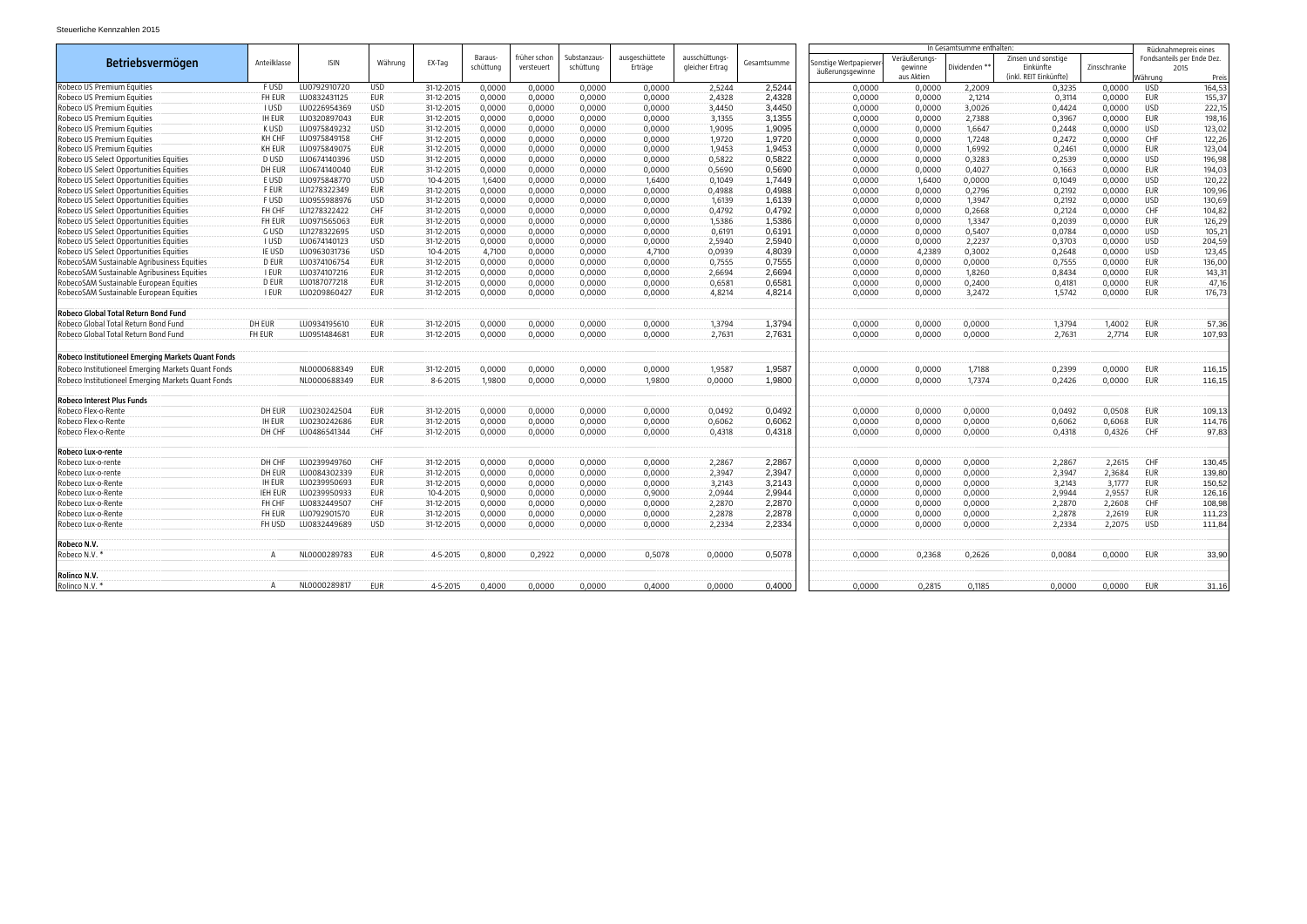Steuerliche Kennzahlen 2015

| Betriebsvermögen | Anteilklasse | ISIN | Währung | EX-Tag | Barausschüttung | früher schon versteuert | Substanzausschüttung | ausgeschüttete Erträge | ausschüttungsgleicher Ertrag | Gesamtsumme | In Gesamtsumme enthalten: Sonstige Wertpapierveräußerungsgewinne | Veräußerungsgewinne aus Aktien | Dividenden ** | Zinsen und sonstige Einkünfte (inkl. REIT Einkünfte) | Zinsschranke | Rücknahmepreis eines Fondsanteils per Ende Dez. 2015 Währung | Preis |
|---|---|---|---|---|---|---|---|---|---|---|---|---|---|---|---|---|---|
| Robeco US Premium Equities | F USD | LU0792910720 | USD | 31-12-2015 | 0,0000 | 0,0000 | 0,0000 | 0,0000 | 2,5244 | 2,5244 | 0,0000 | 0,0000 | 2,2009 | 0,3235 | 0,0000 | USD | 164,53 |
| Robeco US Premium Equities | FH EUR | LU0832431125 | EUR | 31-12-2015 | 0,0000 | 0,0000 | 0,0000 | 0,0000 | 2,4328 | 2,4328 | 0,0000 | 0,0000 | 2,1214 | 0,3114 | 0,0000 | EUR | 155,37 |
| Robeco US Premium Equities | I USD | LU0226954369 | USD | 31-12-2015 | 0,0000 | 0,0000 | 0,0000 | 0,0000 | 3,4450 | 3,4450 | 0,0000 | 0,0000 | 3,0026 | 0,4424 | 0,0000 | USD | 222,15 |
| Robeco US Premium Equities | IH EUR | LU0320897043 | EUR | 31-12-2015 | 0,0000 | 0,0000 | 0,0000 | 0,0000 | 3,1355 | 3,1355 | 0,0000 | 0,0000 | 2,7388 | 0,3967 | 0,0000 | EUR | 198,16 |
| Robeco US Premium Equities | K USD | LU0975849232 | USD | 31-12-2015 | 0,0000 | 0,0000 | 0,0000 | 0,0000 | 1,9095 | 1,9095 | 0,0000 | 0,0000 | 1,6647 | 0,2448 | 0,0000 | USD | 123,02 |
| Robeco US Premium Equities | KH CHF | LU0975849158 | CHF | 31-12-2015 | 0,0000 | 0,0000 | 0,0000 | 0,0000 | 1,9720 | 1,9720 | 0,0000 | 0,0000 | 1,7248 | 0,2472 | 0,0000 | CHF | 122,26 |
| Robeco US Premium Equities | KH EUR | LU0975849075 | EUR | 31-12-2015 | 0,0000 | 0,0000 | 0,0000 | 0,0000 | 1,9453 | 1,9453 | 0,0000 | 0,0000 | 1,6992 | 0,2461 | 0,0000 | EUR | 123,04 |
| Robeco US Select Opportunities Equities | D USD | LU0674140396 | USD | 31-12-2015 | 0,0000 | 0,0000 | 0,0000 | 0,0000 | 0,5822 | 0,5822 | 0,0000 | 0,0000 | 0,3283 | 0,2539 | 0,0000 | USD | 196,98 |
| Robeco US Select Opportunities Equities | DH EUR | LU0674140040 | EUR | 31-12-2015 | 0,0000 | 0,0000 | 0,0000 | 0,0000 | 0,5690 | 0,5690 | 0,0000 | 0,0000 | 0,4027 | 0,1663 | 0,0000 | EUR | 194,03 |
| Robeco US Select Opportunities Equities | E USD | LU0975848770 | USD | 10-4-2015 | 1,6400 | 0,0000 | 0,0000 | 1,6400 | 0,1049 | 1,7449 | 0,0000 | 1,6400 | 0,0000 | 0,1049 | 0,0000 | USD | 120,22 |
| Robeco US Select Opportunities Equities | F EUR | LU1278322349 | EUR | 31-12-2015 | 0,0000 | 0,0000 | 0,0000 | 0,0000 | 0,4988 | 0,4988 | 0,0000 | 0,0000 | 0,2796 | 0,2192 | 0,0000 | EUR | 109,96 |
| Robeco US Select Opportunities Equities | F USD | LU0955988976 | USD | 31-12-2015 | 0,0000 | 0,0000 | 0,0000 | 0,0000 | 1,6139 | 1,6139 | 0,0000 | 0,0000 | 1,3947 | 0,2192 | 0,0000 | USD | 130,69 |
| Robeco US Select Opportunities Equities | FH CHF | LU1278322422 | CHF | 31-12-2015 | 0,0000 | 0,0000 | 0,0000 | 0,0000 | 0,4792 | 0,4792 | 0,0000 | 0,0000 | 0,2668 | 0,2124 | 0,0000 | CHF | 104,82 |
| Robeco US Select Opportunities Equities | FH EUR | LU0971565063 | EUR | 31-12-2015 | 0,0000 | 0,0000 | 0,0000 | 0,0000 | 1,5386 | 1,5386 | 0,0000 | 0,0000 | 1,3347 | 0,2039 | 0,0000 | EUR | 126,29 |
| Robeco US Select Opportunities Equities | G USD | LU1278322695 | USD | 31-12-2015 | 0,0000 | 0,0000 | 0,0000 | 0,0000 | 0,6191 | 0,6191 | 0,0000 | 0,0000 | 0,5407 | 0,0784 | 0,0000 | USD | 105,21 |
| Robeco US Select Opportunities Equities | I USD | LU0674140123 | USD | 31-12-2015 | 0,0000 | 0,0000 | 0,0000 | 0,0000 | 2,5940 | 2,5940 | 0,0000 | 0,0000 | 2,2237 | 0,3703 | 0,0000 | USD | 204,59 |
| Robeco US Select Opportunities Equities | IE USD | LU0963031736 | USD | 10-4-2015 | 4,7100 | 0,0000 | 0,0000 | 4,7100 | 0,0939 | 4,8039 | 0,0000 | 4,2389 | 0,3002 | 0,2648 | 0,0000 | USD | 123,45 |
| RobecoSAM Sustainable Agribusiness Equities | D EUR | LU0374106754 | EUR | 31-12-2015 | 0,0000 | 0,0000 | 0,0000 | 0,0000 | 0,7555 | 0,7555 | 0,0000 | 0,0000 | 0,0000 | 0,7555 | 0,0000 | EUR | 136,00 |
| RobecoSAM Sustainable Agribusiness Equities | I EUR | LU0374107216 | EUR | 31-12-2015 | 0,0000 | 0,0000 | 0,0000 | 0,0000 | 2,6694 | 2,6694 | 0,0000 | 0,0000 | 1,8260 | 0,8434 | 0,0000 | EUR | 143,31 |
| RobecoSAM Sustainable European Equities | D EUR | LU0187077218 | EUR | 31-12-2015 | 0,0000 | 0,0000 | 0,0000 | 0,0000 | 0,6581 | 0,6581 | 0,0000 | 0,0000 | 0,2400 | 0,4181 | 0,0000 | EUR | 47,16 |
| RobecoSAM Sustainable European Equities | I EUR | LU0209860427 | EUR | 31-12-2015 | 0,0000 | 0,0000 | 0,0000 | 0,0000 | 4,8214 | 4,8214 | 0,0000 | 0,0000 | 3,2472 | 1,5742 | 0,0000 | EUR | 176,73 |
| **Robeco Global Total Return Bond Fund** | | | | | | | | | | | | | | | | | |
| Robeco Global Total Return Bond Fund | DH EUR | LU0934195610 | EUR | 31-12-2015 | 0,0000 | 0,0000 | 0,0000 | 0,0000 | 1,3794 | 1,3794 | 0,0000 | 0,0000 | 0,0000 | 1,3794 | 1,4002 | EUR | 57,36 |
| Robeco Global Total Return Bond Fund | FH EUR | LU0951484681 | EUR | 31-12-2015 | 0,0000 | 0,0000 | 0,0000 | 0,0000 | 2,7631 | 2,7631 | 0,0000 | 0,0000 | 0,0000 | 2,7631 | 2,7714 | EUR | 107,93 |
| **Robeco Institutioneel Emerging Markets Quant Fonds** | | | | | | | | | | | | | | | | | |
| Robeco Institutioneel Emerging Markets Quant Fonds | | NL0000688349 | EUR | 31-12-2015 | 0,0000 | 0,0000 | 0,0000 | 0,0000 | 1,9587 | 1,9587 | 0,0000 | 0,0000 | 1,7188 | 0,2399 | 0,0000 | EUR | 116,15 |
| Robeco Institutioneel Emerging Markets Quant Fonds | | NL0000688349 | EUR | 8-6-2015 | 1,9800 | 0,0000 | 0,0000 | 1,9800 | 0,0000 | 1,9800 | 0,0000 | 0,0000 | 1,7374 | 0,2426 | 0,0000 | EUR | 116,15 |
| **Robeco Interest Plus Funds** | | | | | | | | | | | | | | | | | |
| Robeco Flex-o-Rente | DH EUR | LU0230242504 | EUR | 31-12-2015 | 0,0000 | 0,0000 | 0,0000 | 0,0000 | 0,0492 | 0,0492 | 0,0000 | 0,0000 | 0,0000 | 0,0492 | 0,0508 | EUR | 109,13 |
| Robeco Flex-o-Rente | IH EUR | LU0230242686 | EUR | 31-12-2015 | 0,0000 | 0,0000 | 0,0000 | 0,0000 | 0,6062 | 0,6062 | 0,0000 | 0,0000 | 0,0000 | 0,6062 | 0,6068 | EUR | 114,76 |
| Robeco Flex-o-Rente | DH CHF | LU0486541344 | CHF | 31-12-2015 | 0,0000 | 0,0000 | 0,0000 | 0,0000 | 0,4318 | 0,4318 | 0,0000 | 0,0000 | 0,0000 | 0,4318 | 0,4326 | CHF | 97,83 |
| **Robeco Lux-o-rente** | | | | | | | | | | | | | | | | | |
| Robeco Lux-o-rente | DH CHF | LU0239949760 | CHF | 31-12-2015 | 0,0000 | 0,0000 | 0,0000 | 0,0000 | 2,2867 | 2,2867 | 0,0000 | 0,0000 | 0,0000 | 2,2867 | 2,2615 | CHF | 130,45 |
| Robeco Lux-o-rente | DH EUR | LU0084302339 | EUR | 31-12-2015 | 0,0000 | 0,0000 | 0,0000 | 0,0000 | 2,3947 | 2,3947 | 0,0000 | 0,0000 | 0,0000 | 2,3947 | 2,3684 | EUR | 139,80 |
| Robeco Lux-o-Rente | IH EUR | LU0239950693 | EUR | 31-12-2015 | 0,0000 | 0,0000 | 0,0000 | 0,0000 | 3,2143 | 3,2143 | 0,0000 | 0,0000 | 0,0000 | 3,2143 | 3,1777 | EUR | 150,52 |
| Robeco Lux-o-Rente | IEH EUR | LU0239950933 | EUR | 10-4-2015 | 0,9000 | 0,0000 | 0,0000 | 0,9000 | 2,0944 | 2,9944 | 0,0000 | 0,0000 | 0,0000 | 2,9944 | 2,9557 | EUR | 126,16 |
| Robeco Lux-o-Rente | FH CHF | LU0832449507 | CHF | 31-12-2015 | 0,0000 | 0,0000 | 0,0000 | 0,0000 | 2,2870 | 2,2870 | 0,0000 | 0,0000 | 0,0000 | 2,2870 | 2,2608 | CHF | 108,98 |
| Robeco Lux-o-Rente | FH EUR | LU0792901570 | EUR | 31-12-2015 | 0,0000 | 0,0000 | 0,0000 | 0,0000 | 2,2878 | 2,2878 | 0,0000 | 0,0000 | 0,0000 | 2,2878 | 2,2619 | EUR | 111,23 |
| Robeco Lux-o-Rente | FH USD | LU0832449689 | USD | 31-12-2015 | 0,0000 | 0,0000 | 0,0000 | 0,0000 | 2,2334 | 2,2334 | 0,0000 | 0,0000 | 0,0000 | 2,2334 | 2,2075 | USD | 111,84 |
| **Robeco N.V.** | | | | | | | | | | | | | | | | | |
| Robeco N.V. * | A | NL0000289783 | EUR | 4-5-2015 | 0,8000 | 0,2922 | 0,0000 | 0,5078 | 0,0000 | 0,5078 | 0,0000 | 0,2368 | 0,2626 | 0,0084 | 0,0000 | EUR | 33,90 |
| **Rolinco N.V.** | | | | | | | | | | | | | | | | | |
| Rolinco N.V. * | A | NL0000289817 | EUR | 4-5-2015 | 0,4000 | 0,0000 | 0,0000 | 0,4000 | 0,0000 | 0,4000 | 0,0000 | 0,2815 | 0,1185 | 0,0000 | 0,0000 | EUR | 31,16 |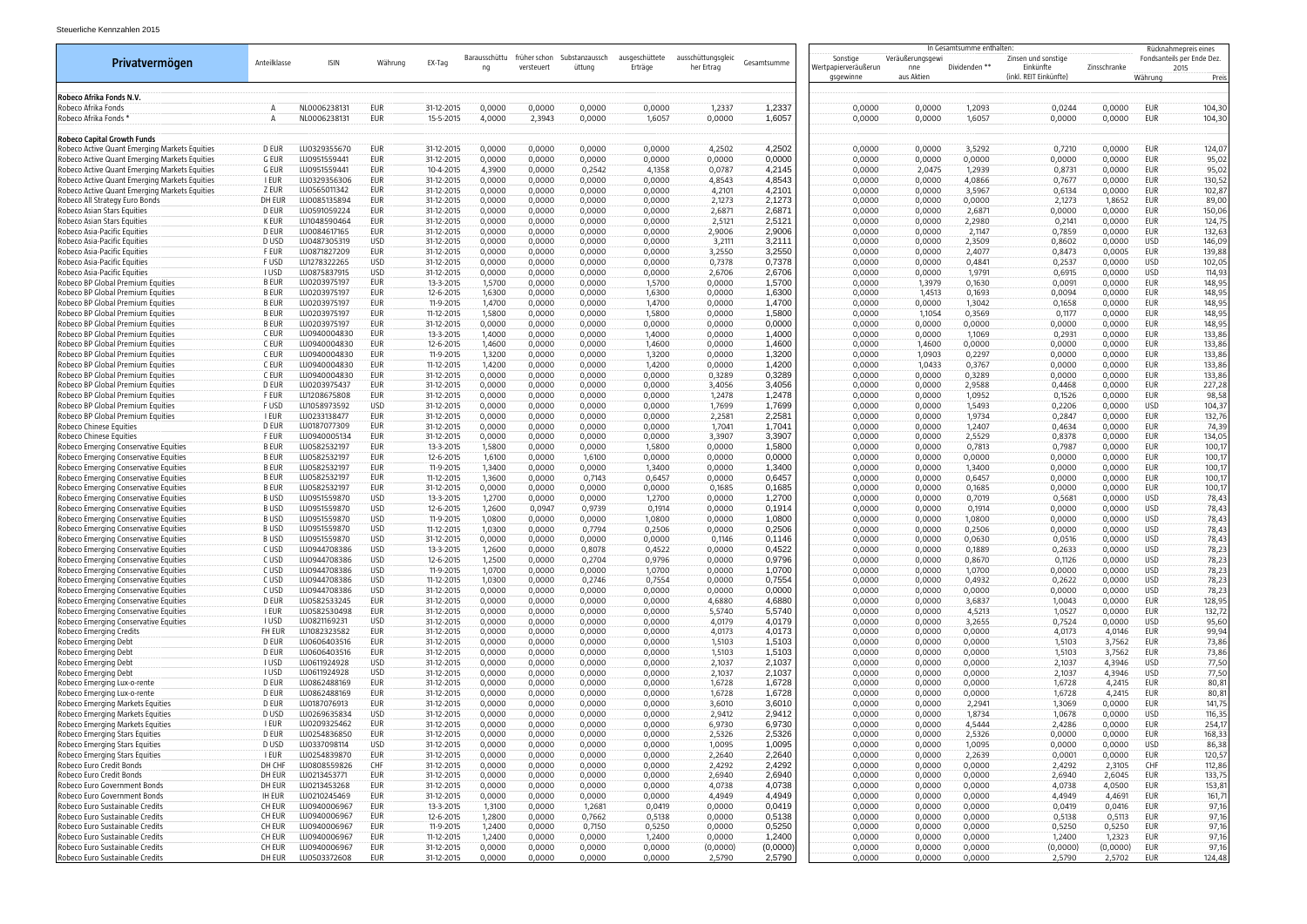Steuerliche Kennzahlen 2015

| Privatvermögen | Anteilklasse | ISIN | Währung | EX-Tag | Barausschüttung | früher schon versteuert | Substanzausschüttung | ausgeschüttete Erträge | ausschüttungsgleicher Ertrag | Gesamtsumme | In Gesamtsumme enthalten: Sonstige Wertpapierveräußerungsgewinne | Veräußerungsgewinne aus Aktien | Dividenden ** | Zinsen und sonstige Einkünfte (inkl. REIT Einkünfte) | Zinsschranke | Rücknahmepreis eines Fondsanteils per Ende Dez. 2015 Währung | Preis |
|---|---|---|---|---|---|---|---|---|---|---|---|---|---|---|---|---|---|
| **Robeco Afrika Fonds N.V.** | | | | | | | | | | | | | | | | | |
| Robeco Afrika Fonds | A | NL0006238131 | EUR | 31-12-2015 | 0,0000 | 0,0000 | 0,0000 | 0,0000 | 1,2337 | 1,2337 | 0,0000 | 0,0000 | 1,2093 | 0,0244 | 0,0000 | EUR | 104,30 |
| Robeco Afrika Fonds * | A | NL0006238131 | EUR | 15-5-2015 | 4,0000 | 2,3943 | 0,0000 | 1,6057 | 0,0000 | 1,6057 | 0,0000 | 0,0000 | 1,6057 | 0,0000 | 0,0000 | EUR | 104,30 |
| **Robeco Capital Growth Funds** | | | | | | | | | | | | | | | | | |
| Robeco Active Quant Emerging Markets Equities | D EUR | LU0329355670 | EUR | 31-12-2015 | 0,0000 | 0,0000 | 0,0000 | 0,0000 | 4,2502 | 4,2502 | 0,0000 | 0,0000 | 3,5292 | 0,7210 | 0,0000 | EUR | 124,07 |
| Robeco Active Quant Emerging Markets Equities | G EUR | LU0951559441 | EUR | 31-12-2015 | 0,0000 | 0,0000 | 0,0000 | 0,0000 | 0,0000 | 0,0000 | 0,0000 | 0,0000 | 0,0000 | 0,0000 | 0,0000 | EUR | 95,02 |
| Robeco Active Quant Emerging Markets Equities | G EUR | LU0951559441 | EUR | 10-4-2015 | 4,3900 | 0,0000 | 0,2542 | 4,1358 | 0,0787 | 4,2145 | 0,0000 | 2,0475 | 1,2939 | 0,8731 | 0,0000 | EUR | 95,02 |
| Robeco Active Quant Emerging Markets Equities | I EUR | LU0329356306 | EUR | 31-12-2015 | 0,0000 | 0,0000 | 0,0000 | 0,0000 | 4,8543 | 4,8543 | 0,0000 | 0,0000 | 4,0866 | 0,7677 | 0,0000 | EUR | 130,52 |
| Robeco Active Quant Emerging Markets Equities | Z EUR | LU0565011342 | EUR | 31-12-2015 | 0,0000 | 0,0000 | 0,0000 | 0,0000 | 4,2101 | 4,2101 | 0,0000 | 0,0000 | 3,5967 | 0,6134 | 0,0000 | EUR | 102,87 |
| Robeco All Strategy Euro Bonds | DH EUR | LU0085135894 | EUR | 31-12-2015 | 0,0000 | 0,0000 | 0,0000 | 0,0000 | 2,1273 | 2,1273 | 0,0000 | 0,0000 | 0,0000 | 2,1273 | 1,8652 | EUR | 89,00 |
| Robeco Asian Stars Equities | D EUR | LU0591059224 | EUR | 31-12-2015 | 0,0000 | 0,0000 | 0,0000 | 0,0000 | 2,6871 | 2,6871 | 0,0000 | 0,0000 | 2,6871 | 0,0000 | 0,0000 | EUR | 150,06 |
| Robeco Asian Stars Equities | K EUR | LU1048590464 | EUR | 31-12-2015 | 0,0000 | 0,0000 | 0,0000 | 0,0000 | 2,5121 | 2,5121 | 0,0000 | 0,0000 | 2,2980 | 0,2141 | 0,0000 | EUR | 124,75 |
| Robeco Asia-Pacific Equities | D EUR | LU0084617165 | EUR | 31-12-2015 | 0,0000 | 0,0000 | 0,0000 | 0,0000 | 2,9006 | 2,9006 | 0,0000 | 0,0000 | 2,1147 | 0,7859 | 0,0000 | EUR | 132,63 |
| Robeco Asia-Pacific Equities | D USD | LU0487305319 | USD | 31-12-2015 | 0,0000 | 0,0000 | 0,0000 | 0,0000 | 3,2111 | 3,2111 | 0,0000 | 0,0000 | 2,3509 | 0,8602 | 0,0000 | USD | 146,09 |
| Robeco Asia-Pacific Equities | F EUR | LU0871827209 | EUR | 31-12-2015 | 0,0000 | 0,0000 | 0,0000 | 0,0000 | 3,2550 | 3,2550 | 0,0000 | 0,0000 | 2,4077 | 0,8473 | 0,0005 | EUR | 139,88 |
| Robeco Asia-Pacific Equities | F USD | LU1278322265 | USD | 31-12-2015 | 0,0000 | 0,0000 | 0,0000 | 0,0000 | 0,7378 | 0,7378 | 0,0000 | 0,0000 | 0,4841 | 0,2537 | 0,0000 | USD | 102,05 |
| Robeco Asia-Pacific Equities | I USD | LU0875837915 | USD | 31-12-2015 | 0,0000 | 0,0000 | 0,0000 | 0,0000 | 2,6706 | 2,6706 | 0,0000 | 0,0000 | 1,9791 | 0,6915 | 0,0000 | USD | 114,93 |
| Robeco BP Global Premium Equities | B EUR | LU0203975197 | EUR | 13-3-2015 | 1,5700 | 0,0000 | 0,0000 | 1,5700 | 0,0000 | 1,5700 | 0,0000 | 1,3979 | 0,1630 | 0,0091 | 0,0000 | EUR | 148,95 |
| Robeco BP Global Premium Equities | B EUR | LU0203975197 | EUR | 12-6-2015 | 1,6300 | 0,0000 | 0,0000 | 1,6300 | 0,0000 | 1,6300 | 0,0000 | 1,4513 | 0,1693 | 0,0094 | 0,0000 | EUR | 148,95 |
| Robeco BP Global Premium Equities | B EUR | LU0203975197 | EUR | 11-9-2015 | 1,4700 | 0,0000 | 0,0000 | 1,4700 | 0,0000 | 1,4700 | 0,0000 | 0,0000 | 1,3042 | 0,1658 | 0,0000 | EUR | 148,95 |
| Robeco BP Global Premium Equities | B EUR | LU0203975197 | EUR | 11-12-2015 | 1,5800 | 0,0000 | 0,0000 | 1,5800 | 0,0000 | 1,5800 | 0,0000 | 1,1054 | 0,3569 | 0,1177 | 0,0000 | EUR | 148,95 |
| Robeco BP Global Premium Equities | B EUR | LU0203975197 | EUR | 31-12-2015 | 0,0000 | 0,0000 | 0,0000 | 0,0000 | 0,0000 | 0,0000 | 0,0000 | 0,0000 | 0,0000 | 0,0000 | 0,0000 | EUR | 148,95 |
| Robeco BP Global Premium Equities | C EUR | LU0940004830 | EUR | 13-3-2015 | 1,4000 | 0,0000 | 0,0000 | 1,4000 | 0,0000 | 1,4000 | 0,0000 | 0,0000 | 1,1069 | 0,2931 | 0,0000 | EUR | 133,86 |
| Robeco BP Global Premium Equities | C EUR | LU0940004830 | EUR | 12-6-2015 | 1,4600 | 0,0000 | 0,0000 | 1,4600 | 0,0000 | 1,4600 | 0,0000 | 1,4600 | 0,0000 | 0,0000 | 0,0000 | EUR | 133,86 |
| Robeco BP Global Premium Equities | C EUR | LU0940004830 | EUR | 11-9-2015 | 1,3200 | 0,0000 | 0,0000 | 1,3200 | 0,0000 | 1,3200 | 0,0000 | 1,0903 | 0,2297 | 0,0000 | 0,0000 | EUR | 133,86 |
| Robeco BP Global Premium Equities | C EUR | LU0940004830 | EUR | 11-12-2015 | 1,4200 | 0,0000 | 0,0000 | 1,4200 | 0,0000 | 1,4200 | 0,0000 | 1,0433 | 0,3767 | 0,0000 | 0,0000 | EUR | 133,86 |
| Robeco BP Global Premium Equities | C EUR | LU0940004830 | EUR | 31-12-2015 | 0,0000 | 0,0000 | 0,0000 | 0,0000 | 0,3289 | 0,3289 | 0,0000 | 0,0000 | 0,3289 | 0,0000 | 0,0000 | EUR | 133,86 |
| Robeco BP Global Premium Equities | D EUR | LU0203975437 | EUR | 31-12-2015 | 0,0000 | 0,0000 | 0,0000 | 0,0000 | 3,4056 | 3,4056 | 0,0000 | 0,0000 | 2,9588 | 0,4468 | 0,0000 | EUR | 227,28 |
| Robeco BP Global Premium Equities | F EUR | LU1208675808 | EUR | 31-12-2015 | 0,0000 | 0,0000 | 0,0000 | 0,0000 | 1,2478 | 1,2478 | 0,0000 | 0,0000 | 1,0952 | 0,1526 | 0,0000 | EUR | 98,58 |
| Robeco BP Global Premium Equities | F USD | LU1058973592 | USD | 31-12-2015 | 0,0000 | 0,0000 | 0,0000 | 0,0000 | 1,7699 | 1,7699 | 0,0000 | 0,0000 | 1,5493 | 0,2206 | 0,0000 | USD | 104,37 |
| Robeco BP Global Premium Equities | I EUR | LU0233138477 | EUR | 31-12-2015 | 0,0000 | 0,0000 | 0,0000 | 0,0000 | 2,2581 | 2,2581 | 0,0000 | 0,0000 | 1,9734 | 0,2847 | 0,0000 | EUR | 132,76 |
| Robeco Chinese Equities | D EUR | LU0187077309 | EUR | 31-12-2015 | 0,0000 | 0,0000 | 0,0000 | 0,0000 | 1,7041 | 1,7041 | 0,0000 | 0,0000 | 1,2407 | 0,4634 | 0,0000 | EUR | 74,39 |
| Robeco Chinese Equities | F EUR | LU0940005134 | EUR | 31-12-2015 | 0,0000 | 0,0000 | 0,0000 | 0,0000 | 3,3907 | 3,3907 | 0,0000 | 0,0000 | 2,5529 | 0,8378 | 0,0000 | EUR | 134,05 |
| Robeco Emerging Conservative Equities | B EUR | LU0582532197 | EUR | 13-3-2015 | 1,5800 | 0,0000 | 0,0000 | 1,5800 | 0,0000 | 1,5800 | 0,0000 | 0,0000 | 0,7813 | 0,7987 | 0,0000 | EUR | 100,17 |
| Robeco Emerging Conservative Equities | B EUR | LU0582532197 | EUR | 12-6-2015 | 1,6100 | 0,0000 | 1,6100 | 0,0000 | 0,0000 | 0,0000 | 0,0000 | 0,0000 | 0,0000 | 0,0000 | 0,0000 | EUR | 100,17 |
| Robeco Emerging Conservative Equities | B EUR | LU0582532197 | EUR | 11-9-2015 | 1,3400 | 0,0000 | 0,0000 | 1,3400 | 0,0000 | 1,3400 | 0,0000 | 0,0000 | 1,3400 | 0,0000 | 0,0000 | EUR | 100,17 |
| Robeco Emerging Conservative Equities | B EUR | LU0582532197 | EUR | 11-12-2015 | 1,3600 | 0,0000 | 0,7143 | 0,6457 | 0,0000 | 0,6457 | 0,0000 | 0,0000 | 0,6457 | 0,0000 | 0,0000 | EUR | 100,17 |
| Robeco Emerging Conservative Equities | B EUR | LU0582532197 | EUR | 31-12-2015 | 0,0000 | 0,0000 | 0,0000 | 0,0000 | 0,1685 | 0,1685 | 0,0000 | 0,0000 | 0,1685 | 0,0000 | 0,0000 | EUR | 100,17 |
| Robeco Emerging Conservative Equities | B USD | LU0951559870 | USD | 13-3-2015 | 1,2700 | 0,0000 | 0,0000 | 1,2700 | 0,0000 | 1,2700 | 0,0000 | 0,0000 | 0,7019 | 0,5681 | 0,0000 | USD | 78,43 |
| Robeco Emerging Conservative Equities | B USD | LU0951559870 | USD | 12-6-2015 | 1,2600 | 0,0947 | 0,9739 | 0,1914 | 0,0000 | 0,1914 | 0,0000 | 0,0000 | 0,1914 | 0,0000 | 0,0000 | USD | 78,43 |
| Robeco Emerging Conservative Equities | B USD | LU0951559870 | USD | 11-9-2015 | 1,0800 | 0,0000 | 0,0000 | 1,0800 | 0,0000 | 1,0800 | 0,0000 | 0,0000 | 1,0800 | 0,0000 | 0,0000 | USD | 78,43 |
| Robeco Emerging Conservative Equities | B USD | LU0951559870 | USD | 11-12-2015 | 1,0300 | 0,0000 | 0,7794 | 0,2506 | 0,0000 | 0,2506 | 0,0000 | 0,0000 | 0,2506 | 0,0000 | 0,0000 | USD | 78,43 |
| Robeco Emerging Conservative Equities | B USD | LU0951559870 | USD | 31-12-2015 | 0,0000 | 0,0000 | 0,0000 | 0,0000 | 0,1146 | 0,1146 | 0,0000 | 0,0000 | 0,0630 | 0,0516 | 0,0000 | USD | 78,43 |
| Robeco Emerging Conservative Equities | C USD | LU0944708386 | USD | 13-3-2015 | 1,2600 | 0,0000 | 0,8078 | 0,4522 | 0,0000 | 0,4522 | 0,0000 | 0,0000 | 0,1889 | 0,2633 | 0,0000 | USD | 78,23 |
| Robeco Emerging Conservative Equities | C USD | LU0944708386 | USD | 12-6-2015 | 1,2500 | 0,0000 | 0,2704 | 0,9796 | 0,0000 | 0,9796 | 0,0000 | 0,0000 | 0,8670 | 0,1126 | 0,0000 | USD | 78,23 |
| Robeco Emerging Conservative Equities | C USD | LU0944708386 | USD | 11-9-2015 | 1,0700 | 0,0000 | 0,0000 | 1,0700 | 0,0000 | 1,0700 | 0,0000 | 0,0000 | 1,0700 | 0,0000 | 0,0000 | USD | 78,23 |
| Robeco Emerging Conservative Equities | C USD | LU0944708386 | USD | 11-12-2015 | 1,0300 | 0,0000 | 0,2746 | 0,7554 | 0,0000 | 0,7554 | 0,0000 | 0,0000 | 0,4932 | 0,2622 | 0,0000 | USD | 78,23 |
| Robeco Emerging Conservative Equities | C USD | LU0944708386 | USD | 31-12-2015 | 0,0000 | 0,0000 | 0,0000 | 0,0000 | 0,0000 | 0,0000 | 0,0000 | 0,0000 | 0,0000 | 0,0000 | 0,0000 | USD | 78,23 |
| Robeco Emerging Conservative Equities | D EUR | LU0582533245 | EUR | 31-12-2015 | 0,0000 | 0,0000 | 0,0000 | 0,0000 | 4,6880 | 4,6880 | 0,0000 | 0,0000 | 3,6837 | 1,0043 | 0,0000 | EUR | 128,95 |
| Robeco Emerging Conservative Equities | I EUR | LU0582530498 | EUR | 31-12-2015 | 0,0000 | 0,0000 | 0,0000 | 0,0000 | 5,5740 | 5,5740 | 0,0000 | 0,0000 | 4,5213 | 1,0527 | 0,0000 | EUR | 132,72 |
| Robeco Emerging Conservative Equities | I USD | LU0821169231 | USD | 31-12-2015 | 0,0000 | 0,0000 | 0,0000 | 0,0000 | 4,0179 | 4,0179 | 0,0000 | 0,0000 | 3,2655 | 0,7524 | 0,0000 | USD | 95,60 |
| Robeco Emerging Credits | FH EUR | LU1082323582 | EUR | 31-12-2015 | 0,0000 | 0,0000 | 0,0000 | 0,0000 | 4,0173 | 4,0173 | 0,0000 | 0,0000 | 0,0000 | 4,0173 | 4,0146 | EUR | 99,94 |
| Robeco Emerging Debt | D EUR | LU0606403516 | EUR | 31-12-2015 | 0,0000 | 0,0000 | 0,0000 | 0,0000 | 1,5103 | 1,5103 | 0,0000 | 0,0000 | 0,0000 | 1,5103 | 3,7562 | EUR | 73,86 |
| Robeco Emerging Debt | D EUR | LU0606403516 | EUR | 31-12-2015 | 0,0000 | 0,0000 | 0,0000 | 0,0000 | 1,5103 | 1,5103 | 0,0000 | 0,0000 | 0,0000 | 1,5103 | 3,7562 | EUR | 73,86 |
| Robeco Emerging Debt | I USD | LU0611924928 | USD | 31-12-2015 | 0,0000 | 0,0000 | 0,0000 | 0,0000 | 2,1037 | 2,1037 | 0,0000 | 0,0000 | 0,0000 | 2,1037 | 4,3946 | USD | 77,50 |
| Robeco Emerging Debt | I USD | LU0611924928 | USD | 31-12-2015 | 0,0000 | 0,0000 | 0,0000 | 0,0000 | 2,1037 | 2,1037 | 0,0000 | 0,0000 | 0,0000 | 2,1037 | 4,3946 | USD | 77,50 |
| Robeco Emerging Lux-o-rente | D EUR | LU0862488169 | EUR | 31-12-2015 | 0,0000 | 0,0000 | 0,0000 | 0,0000 | 1,6728 | 1,6728 | 0,0000 | 0,0000 | 0,0000 | 1,6728 | 4,2415 | EUR | 80,81 |
| Robeco Emerging Lux-o-rente | D EUR | LU0862488169 | EUR | 31-12-2015 | 0,0000 | 0,0000 | 0,0000 | 0,0000 | 1,6728 | 1,6728 | 0,0000 | 0,0000 | 0,0000 | 1,6728 | 4,2415 | EUR | 80,81 |
| Robeco Emerging Markets Equities | D EUR | LU0187076913 | EUR | 31-12-2015 | 0,0000 | 0,0000 | 0,0000 | 0,0000 | 3,6010 | 3,6010 | 0,0000 | 0,0000 | 2,2941 | 1,3069 | 0,0000 | EUR | 141,75 |
| Robeco Emerging Markets Equities | D USD | LU0269635834 | USD | 31-12-2015 | 0,0000 | 0,0000 | 0,0000 | 0,0000 | 2,9412 | 2,9412 | 0,0000 | 0,0000 | 1,8734 | 1,0678 | 0,0000 | USD | 116,35 |
| Robeco Emerging Markets Equities | I EUR | LU0209325462 | EUR | 31-12-2015 | 0,0000 | 0,0000 | 0,0000 | 0,0000 | 6,9730 | 6,9730 | 0,0000 | 0,0000 | 4,5444 | 2,4286 | 0,0000 | EUR | 254,17 |
| Robeco Emerging Stars Equities | D EUR | LU0254836850 | EUR | 31-12-2015 | 0,0000 | 0,0000 | 0,0000 | 0,0000 | 2,5326 | 2,5326 | 0,0000 | 0,0000 | 2,5326 | 0,0000 | 0,0000 | EUR | 168,33 |
| Robeco Emerging Stars Equities | D USD | LU0337098114 | USD | 31-12-2015 | 0,0000 | 0,0000 | 0,0000 | 0,0000 | 1,0095 | 1,0095 | 0,0000 | 0,0000 | 1,0095 | 0,0000 | 0,0000 | USD | 86,38 |
| Robeco Emerging Stars Equities | I EUR | LU0254839870 | EUR | 31-12-2015 | 0,0000 | 0,0000 | 0,0000 | 0,0000 | 2,2640 | 2,2640 | 0,0000 | 0,0000 | 2,2639 | 0,0001 | 0,0000 | EUR | 120,57 |
| Robeco Euro Credit Bonds | DH CHF | LU0808559826 | CHF | 31-12-2015 | 0,0000 | 0,0000 | 0,0000 | 0,0000 | 2,4292 | 2,4292 | 0,0000 | 0,0000 | 0,0000 | 2,4292 | 2,3105 | CHF | 112,86 |
| Robeco Euro Credit Bonds | DH EUR | LU0213453771 | EUR | 31-12-2015 | 0,0000 | 0,0000 | 0,0000 | 0,0000 | 2,6940 | 2,6940 | 0,0000 | 0,0000 | 0,0000 | 2,6940 | 2,6045 | EUR | 133,75 |
| Robeco Euro Government Bonds | DH EUR | LU0213453268 | EUR | 31-12-2015 | 0,0000 | 0,0000 | 0,0000 | 0,0000 | 4,0738 | 4,0738 | 0,0000 | 0,0000 | 0,0000 | 4,0738 | 4,0500 | EUR | 153,81 |
| Robeco Euro Government Bonds | IH EUR | LU0210245469 | EUR | 31-12-2015 | 0,0000 | 0,0000 | 0,0000 | 0,0000 | 4,4949 | 4,4949 | 0,0000 | 0,0000 | 0,0000 | 4,4949 | 4,4691 | EUR | 161,71 |
| Robeco Euro Sustainable Credits | CH EUR | LU0940006967 | EUR | 13-3-2015 | 1,3100 | 0,0000 | 1,2681 | 0,0419 | 0,0000 | 0,0419 | 0,0000 | 0,0000 | 0,0000 | 0,0419 | 0,0416 | EUR | 97,16 |
| Robeco Euro Sustainable Credits | CH EUR | LU0940006967 | EUR | 12-6-2015 | 1,2800 | 0,0000 | 0,7662 | 0,5138 | 0,0000 | 0,5138 | 0,0000 | 0,0000 | 0,0000 | 0,5138 | 0,5113 | EUR | 97,16 |
| Robeco Euro Sustainable Credits | CH EUR | LU0940006967 | EUR | 11-9-2015 | 1,2400 | 0,0000 | 0,7150 | 0,5250 | 0,0000 | 0,5250 | 0,0000 | 0,0000 | 0,0000 | 0,5250 | 0,5250 | EUR | 97,16 |
| Robeco Euro Sustainable Credits | CH EUR | LU0940006967 | EUR | 11-12-2015 | 1,2400 | 0,0000 | 0,0000 | 1,2400 | 0,0000 | 1,2400 | 0,0000 | 0,0000 | 0,0000 | 1,2400 | 1,2323 | EUR | 97,16 |
| Robeco Euro Sustainable Credits | CH EUR | LU0940006967 | EUR | 31-12-2015 | 0,0000 | 0,0000 | 0,0000 | 0,0000 | (0,0000) | (0,0000) | 0,0000 | 0,0000 | 0,0000 | (0,0000) | (0,0000) | EUR | 97,16 |
| Robeco Euro Sustainable Credits | DH EUR | LU0503372608 | EUR | 31-12-2015 | 0,0000 | 0,0000 | 0,0000 | 0,0000 | 2,5790 | 2,5790 | 0,0000 | 0,0000 | 0,0000 | 2,5790 | 2,5702 | EUR | 124,48 |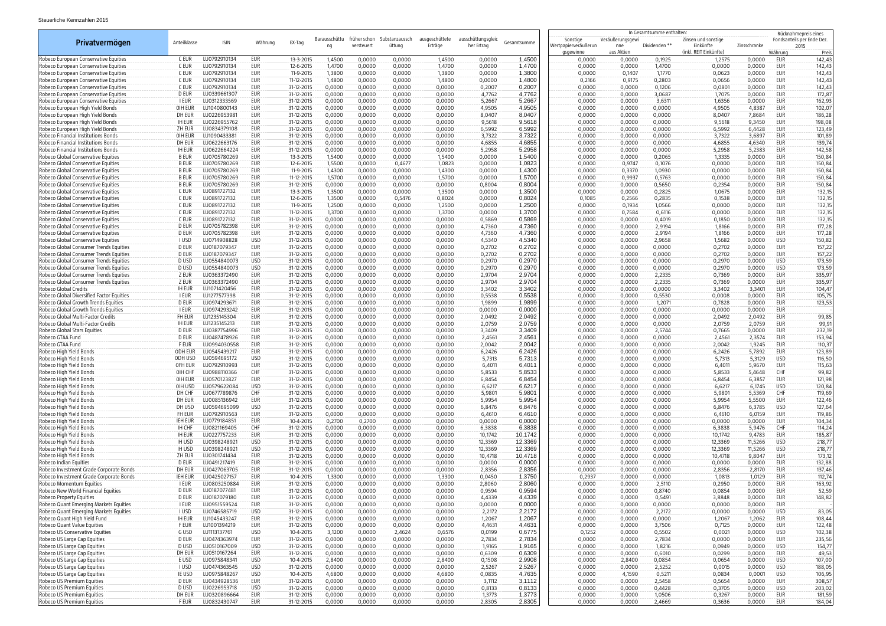Steuerliche Kennzahlen 2015

| Privatvermögen | Anteilklasse | ISIN | Währung | EX-Tag | Barausschüttung | früher schon versteuert | Substanzausschüttung | ausgeschüttete Erträge | ausschüttungsgleicher Ertrag | Gesamtsumme | In Gesamtsumme enthalten: Sonstige Wertpapierveräußerungsgewinne | Veräußerungsgewinne aus Aktien | Dividenden ** | Zinsen und sonstige Einkünfte (inkl. REIT Einkünfte) | Zinsschranke | Rücknahmepreis eines Fondsanteils per Ende Dez. 2015 Währung | Preis |
|---|---|---|---|---|---|---|---|---|---|---|---|---|---|---|---|---|---|
| Robeco European Conservative Equities | C EUR | LU0792910134 | EUR | 13-3-2015 | 1,4500 | 0,0000 | 0,0000 | 1,4500 | 0,0000 | 1,4500 | 0,0000 | 0,0000 | 0,1925 | 1,2575 | 0,0000 | EUR | 142,43 |
| Robeco European Conservative Equities | C EUR | LU0792910134 | EUR | 12-6-2015 | 1,4700 | 0,0000 | 0,0000 | 1,4700 | 0,0000 | 1,4700 | 0,0000 | 0,0000 | 1,4700 | 0,0000 | 0,0000 | EUR | 142,43 |
| Robeco European Conservative Equities | C EUR | LU0792910134 | EUR | 11-9-2015 | 1,3800 | 0,0000 | 0,0000 | 1,3800 | 0,0000 | 1,3800 | 0,0000 | 0,1407 | 1,1770 | 0,0623 | 0,0000 | EUR | 142,43 |
| Robeco European Conservative Equities | C EUR | LU0792910134 | EUR | 11-12-2015 | 1,4800 | 0,0000 | 0,0000 | 1,4800 | 0,0000 | 1,4800 | 0,2166 | 0,9175 | 0,2803 | 0,0656 | 0,0000 | EUR | 142,43 |
| Robeco European Conservative Equities | C EUR | LU0792910134 | EUR | 31-12-2015 | 0,0000 | 0,0000 | 0,0000 | 0,0000 | 0,2007 | 0,2007 | 0,0000 | 0,0000 | 0,1206 | 0,0801 | 0,0000 | EUR | 142,43 |
| Robeco European Conservative Equities | D EUR | LU0339661307 | EUR | 31-12-2015 | 0,0000 | 0,0000 | 0,0000 | 0,0000 | 4,7762 | 4,7762 | 0,0000 | 0,0000 | 3,0687 | 1,7075 | 0,0000 | EUR | 172,87 |
| Robeco European Conservative Equities | I EUR | LU0312333569 | EUR | 31-12-2015 | 0,0000 | 0,0000 | 0,0000 | 0,0000 | 5,2667 | 5,2667 | 0,0000 | 0,0000 | 3,6311 | 1,6356 | 0,0000 | EUR | 162,93 |
| Robeco European High Yield Bonds | 0IH EUR | LU1040800143 | EUR | 31-12-2015 | 0,0000 | 0,0000 | 0,0000 | 0,0000 | 4,9505 | 4,9505 | 0,0000 | 0,0000 | 0,0000 | 4,9505 | 4,8387 | EUR | 102,07 |
| Robeco European High Yield Bonds | DH EUR | LU0226953981 | EUR | 31-12-2015 | 0,0000 | 0,0000 | 0,0000 | 0,0000 | 8,0407 | 8,0407 | 0,0000 | 0,0000 | 0,0000 | 8,0407 | 7,8684 | EUR | 186,28 |
| Robeco European High Yield Bonds | IH EUR | LU0226955762 | EUR | 31-12-2015 | 0,0000 | 0,0000 | 0,0000 | 0,0000 | 9,5618 | 9,5618 | 0,0000 | 0,0000 | 0,0000 | 9,5618 | 9,3450 | EUR | 198,08 |
| Robeco European High Yield Bonds | ZH EUR | LU0834379108 | EUR | 31-12-2015 | 0,0000 | 0,0000 | 0,0000 | 0,0000 | 6,5992 | 6,5992 | 0,0000 | 0,0000 | 0,0000 | 6,5992 | 6,4428 | EUR | 123,49 |
| Robeco Financial Institutions Bonds | 0IH EUR | LU1090433381 | EUR | 31-12-2015 | 0,0000 | 0,0000 | 0,0000 | 0,0000 | 3,7322 | 3,7322 | 0,0000 | 0,0000 | 0,0000 | 3,7322 | 3,6897 | EUR | 101,89 |
| Robeco Financial Institutions Bonds | DH EUR | LU0622663176 | EUR | 31-12-2015 | 0,0000 | 0,0000 | 0,0000 | 0,0000 | 4,6855 | 4,6855 | 0,0000 | 0,0000 | 0,0000 | 4,6855 | 4,6340 | EUR | 139,74 |
| Robeco Financial Institutions Bonds | IH EUR | LU0622664224 | EUR | 31-12-2015 | 0,0000 | 0,0000 | 0,0000 | 0,0000 | 5,2958 | 5,2958 | 0,0000 | 0,0000 | 0,0000 | 5,2958 | 5,2383 | EUR | 142,58 |
| Robeco Global Conservative Equities | B EUR | LU0705780269 | EUR | 13-3-2015 | 1,5400 | 0,0000 | 0,0000 | 1,5400 | 0,0000 | 1,5400 | 0,0000 | 0,0000 | 0,2065 | 1,3335 | 0,0000 | EUR | 150,84 |
| Robeco Global Conservative Equities | B EUR | LU0705780269 | EUR | 12-6-2015 | 1,5500 | 0,0000 | 0,4677 | 1,0823 | 0,0000 | 1,0823 | 0,0000 | 0,9747 | 0,1076 | 0,0000 | 0,0000 | EUR | 150,84 |
| Robeco Global Conservative Equities | B EUR | LU0705780269 | EUR | 11-9-2015 | 1,4300 | 0,0000 | 0,0000 | 1,4300 | 0,0000 | 1,4300 | 0,0000 | 0,3370 | 1,0930 | 0,0000 | 0,0000 | EUR | 150,84 |
| Robeco Global Conservative Equities | B EUR | LU0705780269 | EUR | 11-12-2015 | 1,5700 | 0,0000 | 0,0000 | 1,5700 | 0,0000 | 1,5700 | 0,0000 | 0,9937 | 0,5763 | 0,0000 | 0,0000 | EUR | 150,84 |
| Robeco Global Conservative Equities | B EUR | LU0705780269 | EUR | 31-12-2015 | 0,0000 | 0,0000 | 0,0000 | 0,0000 | 0,8004 | 0,8004 | 0,0000 | 0,0000 | 0,5650 | 0,2354 | 0,0000 | EUR | 150,84 |
| Robeco Global Conservative Equities | C EUR | LU0891727132 | EUR | 13-3-2015 | 1,3500 | 0,0000 | 0,0000 | 1,3500 | 0,0000 | 1,3500 | 0,0000 | 0,0000 | 0,2825 | 1,0675 | 0,0000 | EUR | 132,15 |
| Robeco Global Conservative Equities | C EUR | LU0891727132 | EUR | 12-6-2015 | 1,3500 | 0,0000 | 0,5476 | 0,8024 | 0,0000 | 0,8024 | 0,1085 | 0,2566 | 0,2835 | 0,1538 | 0,0000 | EUR | 132,15 |
| Robeco Global Conservative Equities | C EUR | LU0891727132 | EUR | 11-9-2015 | 1,2500 | 0,0000 | 0,0000 | 1,2500 | 0,0000 | 1,2500 | 0,0000 | 0,1934 | 1,0566 | 0,0000 | 0,0000 | EUR | 132,15 |
| Robeco Global Conservative Equities | C EUR | LU0891727132 | EUR | 11-12-2015 | 1,3700 | 0,0000 | 0,0000 | 1,3700 | 0,0000 | 1,3700 | 0,0000 | 0,7584 | 0,6116 | 0,0000 | 0,0000 | EUR | 132,15 |
| Robeco Global Conservative Equities | C EUR | LU0891727132 | EUR | 31-12-2015 | 0,0000 | 0,0000 | 0,0000 | 0,0000 | 0,5869 | 0,5869 | 0,0000 | 0,0000 | 0,4019 | 0,1850 | 0,0000 | EUR | 132,15 |
| Robeco Global Conservative Equities | D EUR | LU0705782398 | EUR | 31-12-2015 | 0,0000 | 0,0000 | 0,0000 | 0,0000 | 4,7360 | 4,7360 | 0,0000 | 0,0000 | 2,9194 | 1,8166 | 0,0000 | EUR | 177,28 |
| Robeco Global Conservative Equities | D EUR | LU0705782398 | EUR | 31-12-2015 | 0,0000 | 0,0000 | 0,0000 | 0,0000 | 4,7360 | 4,7360 | 0,0000 | 0,0000 | 2,9194 | 1,8166 | 0,0000 | EUR | 177,28 |
| Robeco Global Conservative Equities | I USD | LU0714908828 | USD | 31-12-2015 | 0,0000 | 0,0000 | 0,0000 | 0,0000 | 4,5340 | 4,5340 | 0,0000 | 0,0000 | 2,9658 | 1,5682 | 0,0000 | USD | 150,82 |
| Robeco Global Consumer Trends Equities | D EUR | LU0187079347 | EUR | 31-12-2015 | 0,0000 | 0,0000 | 0,0000 | 0,0000 | 0,2702 | 0,2702 | 0,0000 | 0,0000 | 0,0000 | 0,2702 | 0,0000 | EUR | 157,22 |
| Robeco Global Consumer Trends Equities | D EUR | LU0187079347 | EUR | 31-12-2015 | 0,0000 | 0,0000 | 0,0000 | 0,0000 | 0,2702 | 0,2702 | 0,0000 | 0,0000 | 0,0000 | 0,2702 | 0,0000 | EUR | 157,22 |
| Robeco Global Consumer Trends Equities | D USD | LU0554840073 | USD | 31-12-2015 | 0,0000 | 0,0000 | 0,0000 | 0,0000 | 0,2970 | 0,2970 | 0,0000 | 0,0000 | 0,0000 | 0,2970 | 0,0000 | USD | 173,59 |
| Robeco Global Consumer Trends Equities | D USD | LU0554840073 | USD | 31-12-2015 | 0,0000 | 0,0000 | 0,0000 | 0,0000 | 0,2970 | 0,2970 | 0,0000 | 0,0000 | 0,0000 | 0,2970 | 0,0000 | USD | 173,59 |
| Robeco Global Consumer Trends Equities | Z EUR | LU0363372490 | EUR | 31-12-2015 | 0,0000 | 0,0000 | 0,0000 | 0,0000 | 2,9704 | 2,9704 | 0,0000 | 0,0000 | 2,2335 | 0,7369 | 0,0000 | EUR | 335,97 |
| Robeco Global Consumer Trends Equities | Z EUR | LU0363372490 | EUR | 31-12-2015 | 0,0000 | 0,0000 | 0,0000 | 0,0000 | 2,9704 | 2,9704 | 0,0000 | 0,0000 | 2,2335 | 0,7369 | 0,0000 | EUR | 335,97 |
| Robeco Global Credits | IH EUR | LU1071420456 | EUR | 31-12-2015 | 0,0000 | 0,0000 | 0,0000 | 0,0000 | 3,3402 | 3,3402 | 0,0000 | 0,0000 | 0,0000 | 3,3402 | 3,3401 | EUR | 104,47 |
| Robeco Global Diversified Factor Equities | I EUR | LU1277577398 | EUR | 31-12-2015 | 0,0000 | 0,0000 | 0,0000 | 0,0000 | 0,5538 | 0,5538 | 0,0000 | 0,0000 | 0,5530 | 0,0008 | 0,0000 | EUR | 105,75 |
| Robeco Global Growth Trends Equities | D EUR | LU0974293671 | EUR | 31-12-2015 | 0,0000 | 0,0000 | 0,0000 | 0,0000 | 1,9899 | 1,9899 | 0,0000 | 0,0000 | 1,2071 | 0,7828 | 0,0000 | EUR | 123,53 |
| Robeco Global Growth Trends Equities | I EUR | LU0974293242 | EUR | 31-12-2015 | 0,0000 | 0,0000 | 0,0000 | 0,0000 | 0,0000 | 0,0000 | 0,0000 | 0,0000 | 0,0000 | 0,0000 | 0,0000 | EUR | - |
| Robeco Global Multi-Factor Credits | FH EUR | LU1235145304 | EUR | 31-12-2015 | 0,0000 | 0,0000 | 0,0000 | 0,0000 | 2,0492 | 2,0492 | 0,0000 | 0,0000 | 0,0000 | 2,0492 | 2,0492 | EUR | 99,85 |
| Robeco Global Multi-Factor Credits | IH EUR | LU1235145213 | EUR | 31-12-2015 | 0,0000 | 0,0000 | 0,0000 | 0,0000 | 2,0759 | 2,0759 | 0,0000 | 0,0000 | 0,0000 | 2,0759 | 2,0759 | EUR | 99,91 |
| Robeco Global Stars Equities | D EUR | LU0387754996 | EUR | 31-12-2015 | 0,0000 | 0,0000 | 0,0000 | 0,0000 | 3,3409 | 3,3409 | 0,0000 | 0,0000 | 2,5744 | 0,7665 | 0,0000 | EUR | 232,19 |
| Robeco GTAA Fund | D EUR | LU0487478926 | EUR | 31-12-2015 | 0,0000 | 0,0000 | 0,0000 | 0,0000 | 2,4561 | 2,4561 | 0,0000 | 0,0000 | 0,0000 | 2,4561 | 2,3574 | EUR | 153,94 |
| Robeco GTAA Fund | F EUR | LU0994030558 | EUR | 31-12-2015 | 0,0000 | 0,0000 | 0,0000 | 0,0000 | 2,0042 | 2,0042 | 0,0000 | 0,0000 | 0,0000 | 2,0042 | 1,9245 | EUR | 110,37 |
| Robeco High Yield Bonds | 0DH EUR | LU0545439217 | EUR | 31-12-2015 | 0,0000 | 0,0000 | 0,0000 | 0,0000 | 6,2426 | 6,2426 | 0,0000 | 0,0000 | 0,0000 | 6,2426 | 5,7892 | EUR | 123,89 |
| Robeco High Yield Bonds | 0DH USD | LU0594695172 | USD | 31-12-2015 | 0,0000 | 0,0000 | 0,0000 | 0,0000 | 5,7313 | 5,7313 | 0,0000 | 0,0000 | 0,0000 | 5,7313 | 5,3129 | USD | 116,50 |
| Robeco High Yield Bonds | 0FH EUR | LU0792910993 | EUR | 31-12-2015 | 0,0000 | 0,0000 | 0,0000 | 0,0000 | 6,4011 | 6,4011 | 0,0000 | 0,0000 | 0,0000 | 6,4011 | 5,9670 | EUR | 115,63 |
| Robeco High Yield Bonds | 0IH CHF | LU0988110366 | CHF | 31-12-2015 | 0,0000 | 0,0000 | 0,0000 | 0,0000 | 5,8533 | 5,8533 | 0,0000 | 0,0000 | 0,0000 | 5,8533 | 5,4648 | CHF | 99,82 |
| Robeco High Yield Bonds | 0IH EUR | LU0570123827 | EUR | 31-12-2015 | 0,0000 | 0,0000 | 0,0000 | 0,0000 | 6,8454 | 6,8454 | 0,0000 | 0,0000 | 0,0000 | 6,8454 | 6,3857 | EUR | 121,98 |
| Robeco High Yield Bonds | 0IH USD | LU0579622084 | USD | 31-12-2015 | 0,0000 | 0,0000 | 0,0000 | 0,0000 | 6,6217 | 6,6217 | 0,0000 | 0,0000 | 0,0000 | 6,6217 | 6,1745 | USD | 120,84 |
| Robeco High Yield Bonds | DH CHF | LU0677789876 | CHF | 31-12-2015 | 0,0000 | 0,0000 | 0,0000 | 0,0000 | 5,9801 | 5,9801 | 0,0000 | 0,0000 | 0,0000 | 5,9801 | 5,5369 | CHF | 119,69 |
| Robeco High Yield Bonds | DH EUR | LU0085136942 | EUR | 31-12-2015 | 0,0000 | 0,0000 | 0,0000 | 0,0000 | 5,9954 | 5,9954 | 0,0000 | 0,0000 | 0,0000 | 5,9954 | 5,5500 | EUR | 122,46 |
| Robeco High Yield Bonds | DH USD | LU0594695099 | USD | 31-12-2015 | 0,0000 | 0,0000 | 0,0000 | 0,0000 | 6,8476 | 6,8476 | 0,0000 | 0,0000 | 0,0000 | 6,8476 | 6,3785 | USD | 127,64 |
| Robeco High Yield Bonds | FH EUR | LU0792910563 | EUR | 31-12-2015 | 0,0000 | 0,0000 | 0,0000 | 0,0000 | 6,4610 | 6,4610 | 0,0000 | 0,0000 | 0,0000 | 6,4610 | 6,0159 | EUR | 119,86 |
| Robeco High Yield Bonds | IEH EUR | LU0779184851 | EUR | 10-4-2015 | 0,2700 | 0,2700 | 0,0000 | 0,0000 | 0,0000 | 0,0000 | 0,0000 | 0,0000 | 0,0000 | 0,0000 | 0,0000 | EUR | 104,34 |
| Robeco High Yield Bonds | IH CHF | LU0821169405 | CHF | 31-12-2015 | 0,0000 | 0,0000 | 0,0000 | 0,0000 | 6,3838 | 6,3838 | 0,0000 | 0,0000 | 0,0000 | 6,3838 | 5,9476 | CHF | 114,24 |
| Robeco High Yield Bonds | IH EUR | LU0227757233 | EUR | 31-12-2015 | 0,0000 | 0,0000 | 0,0000 | 0,0000 | 10,1742 | 10,1742 | 0,0000 | 0,0000 | 0,0000 | 10,1742 | 9,4783 | EUR | 185,87 |
| Robeco High Yield Bonds | IH USD | LU0398248921 | USD | 31-12-2015 | 0,0000 | 0,0000 | 0,0000 | 0,0000 | 12,3369 | 12,3369 | 0,0000 | 0,0000 | 0,0000 | 12,3369 | 11,5266 | USD | 218,77 |
| Robeco High Yield Bonds | IH USD | LU0398248921 | USD | 31-12-2015 | 0,0000 | 0,0000 | 0,0000 | 0,0000 | 12,3369 | 12,3369 | 0,0000 | 0,0000 | 0,0000 | 12,3369 | 11,5266 | USD | 218,77 |
| Robeco High Yield Bonds | ZH EUR | LU0301741434 | EUR | 31-12-2015 | 0,0000 | 0,0000 | 0,0000 | 0,0000 | 10,4718 | 10,4718 | 0,0000 | 0,0000 | 0,0000 | 10,4718 | 9,8047 | EUR | 173,12 |
| Robeco Indian Equities | D EUR | LU0491217419 | EUR | 31-12-2015 | 0,0000 | 0,0000 | 0,0000 | 0,0000 | 0,0000 | 0,0000 | 0,0000 | 0,0000 | 0,0000 | 0,0000 | 0,0000 | EUR | 132,88 |
| Robeco Investment Grade Corporate Bonds | DH EUR | LU0427063705 | EUR | 31-12-2015 | 0,0000 | 0,0000 | 0,0000 | 0,0000 | 2,8356 | 2,8356 | 0,0000 | 0,0000 | 0,0000 | 2,8356 | 2,8170 | EUR | 137,46 |
| Robeco Investment Grade Corporate Bonds | IEH EUR | LU0425027157 | EUR | 10-4-2015 | 1,3300 | 0,0000 | 0,0000 | 1,3300 | 0,0450 | 1,3750 | 0,2937 | 0,0000 | 0,0000 | 1,0813 | 1,0129 | EUR | 112,74 |
| Robeco Momentum Equities | I EUR | LU0803250884 | EUR | 31-12-2015 | 0,0000 | 0,0000 | 0,0000 | 0,0000 | 2,8060 | 2,8060 | 0,0000 | 0,0000 | 2,5110 | 0,2950 | 0,0000 | EUR | 163,92 |
| Robeco New World Financial Equities | D EUR | LU0187077481 | EUR | 31-12-2015 | 0,0000 | 0,0000 | 0,0000 | 0,0000 | 0,9594 | 0,9594 | 0,0000 | 0,0000 | 0,8740 | 0,0854 | 0,0000 | EUR | 52,59 |
| Robeco Property Equities | D EUR | LU0187079180 | EUR | 31-12-2015 | 0,0000 | 0,0000 | 0,0000 | 0,0000 | 4,4339 | 4,4339 | 0,0000 | 0,0000 | 0,5491 | 3,8848 | 0,0000 | EUR | 148,82 |
| Robeco Quant Emerging Markets Equities | I EUR | LU0951559524 | EUR | 31-12-2015 | 0,0000 | 0,0000 | 0,0000 | 0,0000 | 0,0000 | 0,0000 | 0,0000 | 0,0000 | 0,0000 | 0,0000 | 0,0000 | EUR | - |
| Robeco Quant Emerging Markets Equities | I USD | LU0746585719 | USD | 31-12-2015 | 0,0000 | 0,0000 | 0,0000 | 0,0000 | 2,2172 | 2,2172 | 0,0000 | 0,0000 | 2,2172 | 0,0000 | 0,0000 | USD | 83,05 |
| Robeco Quant High Yield Fund | IH EUR | LU1045433247 | EUR | 31-12-2015 | 0,0000 | 0,0000 | 0,0000 | 0,0000 | 1,2067 | 1,2067 | 0,0000 | 0,0000 | 0,0000 | 1,2067 | 1,2062 | EUR | 108,44 |
| Robeco Quant Value Equities | F EUR | LU1001394219 | EUR | 31-12-2015 | 0,0000 | 0,0000 | 0,0000 | 0,0000 | 4,4631 | 4,4631 | 0,0000 | 0,0000 | 3,7506 | 0,7125 | 0,0000 | EUR | 122,48 |
| Robeco US Conservative Equities | G USD | LU1113137761 | USD | 10-4-2015 | 3,1200 | 0,0000 | 2,4624 | 0,6576 | 0,0199 | 0,6775 | 0,1252 | 0,0000 | 0,5502 | 0,0021 | 0,0000 | USD | 102,38 |
| Robeco US Large Cap Equities | D EUR | LU0474363974 | EUR | 31-12-2015 | 0,0000 | 0,0000 | 0,0000 | 0,0000 | 2,7834 | 2,7834 | 0,0000 | 0,0000 | 2,7834 | 0,0000 | 0,0000 | EUR | 235,56 |
| Robeco US Large Cap Equities | D USD | LU0510167009 | USD | 31-12-2015 | 0,0000 | 0,0000 | 0,0000 | 0,0000 | 1,9165 | 1,9165 | 0,0000 | 0,0000 | 1,8216 | 0,0949 | 0,0000 | USD | 154,77 |
| Robeco US Large Cap Equities | DH EUR | LU0510167264 | EUR | 31-12-2015 | 0,0000 | 0,0000 | 0,0000 | 0,0000 | 0,6309 | 0,6309 | 0,0000 | 0,0000 | 0,6010 | 0,0299 | 0,0000 | EUR | 49,53 |
| Robeco US Large Cap Equities | E USD | LU0975848341 | USD | 10-4-2015 | 2,8400 | 0,0000 | 0,0000 | 2,8400 | 0,1508 | 2,9908 | 0,0000 | 2,8400 | 0,0854 | 0,0654 | 0,0000 | USD | 107,00 |
| Robeco US Large Cap Equities | I USD | LU0474363545 | USD | 31-12-2015 | 0,0000 | 0,0000 | 0,0000 | 0,0000 | 2,5267 | 2,5267 | 0,0000 | 0,0000 | 2,5252 | 0,0015 | 0,0000 | USD | 188,05 |
| Robeco US Large Cap Equities | IE USD | LU0975848267 | USD | 10-4-2015 | 4,6800 | 0,0000 | 0,0000 | 4,6800 | 0,0835 | 4,7635 | 0,0000 | 4,1590 | 0,5211 | 0,0834 | 0,0001 | USD | 106,95 |
| Robeco US Premium Equities | D EUR | LU0434928536 | EUR | 31-12-2015 | 0,0000 | 0,0000 | 0,0000 | 0,0000 | 3,1112 | 3,1112 | 0,0000 | 0,0000 | 2,5458 | 0,5654 | 0,0000 | EUR | 308,57 |
| Robeco US Premium Equities | D USD | LU0226953718 | USD | 31-12-2015 | 0,0000 | 0,0000 | 0,0000 | 0,0000 | 0,8133 | 0,8133 | 0,0000 | 0,0000 | 0,4428 | 0,3705 | 0,0000 | USD | 203,02 |
| Robeco US Premium Equities | DH EUR | LU0320896664 | EUR | 31-12-2015 | 0,0000 | 0,0000 | 0,0000 | 0,0000 | 1,3773 | 1,3773 | 0,0000 | 0,0000 | 1,0506 | 0,3267 | 0,0000 | EUR | 181,59 |
| Robeco US Premium Equities | F EUR | LU0832430747 | EUR | 31-12-2015 | 0,0000 | 0,0000 | 0,0000 | 0,0000 | 2,8305 | 2,8305 | 0,0000 | 0,0000 | 2,4669 | 0,3636 | 0,0000 | EUR | 184,04 |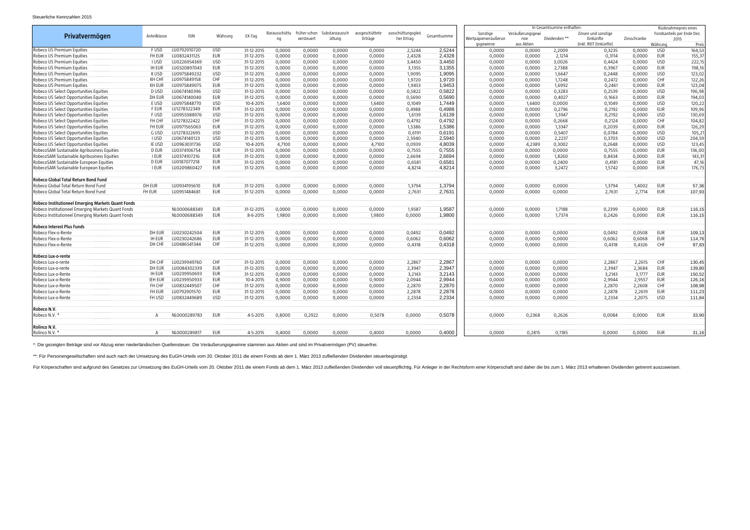Steuerliche Kennzahlen 2015

| Privatvermögen | Anteilklasse | ISIN | Währung | EX-Tag | Barausschüttung | früher schon versteuert | Substanzausschüttung | ausgeschüttete Erträge | ausschüttungsgleicher Ertrag | Gesamtsumme | In Gesamtsumme enthalten: Sonstige Wertpapierveräußerungsgewinne | Veräußerungsgewinne aus Aktien | Dividenden ** | Zinsen und sonstige Einkünfte (inkl. REIT Einkünfte) | Zinsschranke | Rücknahmepreis eines Fondsanteils per Ende Dez. 2015 Währung | Preis |
|---|---|---|---|---|---|---|---|---|---|---|---|---|---|---|---|---|---|
| Robeco US Premium Equities | F USD | LU0792910720 | USD | 31-12-2015 | 0,0000 | 0,0000 | 0,0000 | 0,0000 | 2,5244 | 2,5244 | 0,0000 | 0,0000 | 2,2009 | 0,3235 | 0,0000 | USD | 164,53 |
| Robeco US Premium Equities | FH EUR | LU0832431125 | EUR | 31-12-2015 | 0,0000 | 0,0000 | 0,0000 | 0,0000 | 2,4328 | 2,4328 | 0,0000 | 0,0000 | 2,1214 | 0,3114 | 0,0000 | EUR | 155,37 |
| Robeco US Premium Equities | I USD | LU0226954369 | USD | 31-12-2015 | 0,0000 | 0,0000 | 0,0000 | 0,0000 | 3,4450 | 3,4450 | 0,0000 | 0,0000 | 3,0026 | 0,4424 | 0,0000 | USD | 222,15 |
| Robeco US Premium Equities | IH EUR | LU0320897043 | EUR | 31-12-2015 | 0,0000 | 0,0000 | 0,0000 | 0,0000 | 3,1355 | 3,1355 | 0,0000 | 0,0000 | 2,7388 | 0,3967 | 0,0000 | EUR | 198,16 |
| Robeco US Premium Equities | K USD | LU0975849232 | USD | 31-12-2015 | 0,0000 | 0,0000 | 0,0000 | 0,0000 | 1,9095 | 1,9095 | 0,0000 | 0,0000 | 1,6647 | 0,2448 | 0,0000 | USD | 123,02 |
| Robeco US Premium Equities | KH CHF | LU0975849158 | CHF | 31-12-2015 | 0,0000 | 0,0000 | 0,0000 | 0,0000 | 1,9720 | 1,9720 | 0,0000 | 0,0000 | 1,7248 | 0,2472 | 0,0000 | CHF | 122,26 |
| Robeco US Premium Equities | KH EUR | LU0975849075 | EUR | 31-12-2015 | 0,0000 | 0,0000 | 0,0000 | 0,0000 | 1,9453 | 1,9453 | 0,0000 | 0,0000 | 1,6992 | 0,2461 | 0,0000 | EUR | 123,04 |
| Robeco US Select Opportunities Equities | D USD | LU0674140396 | USD | 31-12-2015 | 0,0000 | 0,0000 | 0,0000 | 0,0000 | 0,5822 | 0,5822 | 0,0000 | 0,0000 | 0,3283 | 0,2539 | 0,0000 | USD | 196,98 |
| Robeco US Select Opportunities Equities | DH EUR | LU0674140040 | EUR | 31-12-2015 | 0,0000 | 0,0000 | 0,0000 | 0,0000 | 0,5690 | 0,5690 | 0,0000 | 0,0000 | 0,4027 | 0,1663 | 0,0000 | EUR | 194,03 |
| Robeco US Select Opportunities Equities | E USD | LU0975848770 | USD | 10-4-2015 | 1,6400 | 0,0000 | 0,0000 | 1,6400 | 0,1049 | 1,7449 | 0,0000 | 1,6400 | 0,0000 | 0,1049 | 0,0000 | USD | 120,22 |
| Robeco US Select Opportunities Equities | F EUR | LU1278322349 | EUR | 31-12-2015 | 0,0000 | 0,0000 | 0,0000 | 0,0000 | 0,4988 | 0,4988 | 0,0000 | 0,0000 | 0,2796 | 0,2192 | 0,0000 | EUR | 109,96 |
| Robeco US Select Opportunities Equities | F USD | LU0955988976 | USD | 31-12-2015 | 0,0000 | 0,0000 | 0,0000 | 0,0000 | 1,6139 | 1,6139 | 0,0000 | 0,0000 | 1,3947 | 0,2192 | 0,0000 | USD | 130,69 |
| Robeco US Select Opportunities Equities | FH CHF | LU1278322422 | CHF | 31-12-2015 | 0,0000 | 0,0000 | 0,0000 | 0,0000 | 0,4792 | 0,4792 | 0,0000 | 0,0000 | 0,2668 | 0,2124 | 0,0000 | CHF | 104,82 |
| Robeco US Select Opportunities Equities | FH EUR | LU0971565063 | EUR | 31-12-2015 | 0,0000 | 0,0000 | 0,0000 | 0,0000 | 1,5386 | 1,5386 | 0,0000 | 0,0000 | 1,3347 | 0,2039 | 0,0000 | EUR | 126,29 |
| Robeco US Select Opportunities Equities | G USD | LU1278322695 | USD | 31-12-2015 | 0,0000 | 0,0000 | 0,0000 | 0,0000 | 0,6191 | 0,6191 | 0,0000 | 0,0000 | 0,5407 | 0,0784 | 0,0000 | USD | 105,21 |
| Robeco US Select Opportunities Equities | I USD | LU0674140123 | USD | 31-12-2015 | 0,0000 | 0,0000 | 0,0000 | 0,0000 | 2,5940 | 2,5940 | 0,0000 | 0,0000 | 2,2237 | 0,3703 | 0,0000 | USD | 204,59 |
| Robeco US Select Opportunities Equities | IE USD | LU0963031736 | USD | 10-4-2015 | 4,7100 | 0,0000 | 0,0000 | 4,7100 | 0,0939 | 4,8039 | 0,0000 | 4,2389 | 0,3002 | 0,2648 | 0,0000 | USD | 123,45 |
| RobecoSAM Sustainable Agribusiness Equities | D EUR | LU0374106754 | EUR | 31-12-2015 | 0,0000 | 0,0000 | 0,0000 | 0,0000 | 0,7555 | 0,7555 | 0,0000 | 0,0000 | 0,0000 | 0,7555 | 0,0000 | EUR | 136,00 |
| RobecoSAM Sustainable Agribusiness Equities | I EUR | LU0374107216 | EUR | 31-12-2015 | 0,0000 | 0,0000 | 0,0000 | 0,0000 | 2,6694 | 2,6694 | 0,0000 | 0,0000 | 1,8260 | 0,8434 | 0,0000 | EUR | 143,31 |
| RobecoSAM Sustainable European Equities | D EUR | LU0187077218 | EUR | 31-12-2015 | 0,0000 | 0,0000 | 0,0000 | 0,0000 | 0,6581 | 0,6581 | 0,0000 | 0,0000 | 0,2400 | 0,4181 | 0,0000 | EUR | 47,16 |
| RobecoSAM Sustainable European Equities | I EUR | LU0209860427 | EUR | 31-12-2015 | 0,0000 | 0,0000 | 0,0000 | 0,0000 | 4,8214 | 4,8214 | 0,0000 | 0,0000 | 3,2472 | 1,5742 | 0,0000 | EUR | 176,73 |
| **Robeco Global Total Return Bond Fund** | | | | | | | | | | | | | | | | | |
| Robeco Global Total Return Bond Fund | DH EUR | LU0934195610 | EUR | 31-12-2015 | 0,0000 | 0,0000 | 0,0000 | 0,0000 | 1,3794 | 1,3794 | 0,0000 | 0,0000 | 0,0000 | 1,3794 | 1,4002 | EUR | 57,36 |
| Robeco Global Total Return Bond Fund | FH EUR | LU0951484681 | EUR | 31-12-2015 | 0,0000 | 0,0000 | 0,0000 | 0,0000 | 2,7631 | 2,7631 | 0,0000 | 0,0000 | 0,0000 | 2,7631 | 2,7714 | EUR | 107,93 |
| **Robeco Institutioneel Emerging Markets Quant Fonds** | | | | | | | | | | | | | | | | | |
| Robeco Institutioneel Emerging Markets Quant Fonds | | NL0000688349 | EUR | 31-12-2015 | 0,0000 | 0,0000 | 0,0000 | 0,0000 | 1,9587 | 1,9587 | 0,0000 | 0,0000 | 1,7188 | 0,2399 | 0,0000 | EUR | 116,15 |
| Robeco Institutioneel Emerging Markets Quant Fonds | | NL0000688349 | EUR | 8-6-2015 | 1,9800 | 0,0000 | 0,0000 | 1,9800 | 0,0000 | 1,9800 | 0,0000 | 0,0000 | 1,7374 | 0,2426 | 0,0000 | EUR | 116,15 |
| **Robeco Interest Plus Funds** | | | | | | | | | | | | | | | | | |
| Robeco Flex-o-Rente | DH EUR | LU0230242504 | EUR | 31-12-2015 | 0,0000 | 0,0000 | 0,0000 | 0,0000 | 0,0492 | 0,0492 | 0,0000 | 0,0000 | 0,0000 | 0,0492 | 0,0508 | EUR | 109,13 |
| Robeco Flex-o-Rente | IH EUR | LU0230242686 | EUR | 31-12-2015 | 0,0000 | 0,0000 | 0,0000 | 0,0000 | 0,6062 | 0,6062 | 0,0000 | 0,0000 | 0,0000 | 0,6062 | 0,6068 | EUR | 114,76 |
| Robeco Flex-o-Rente | DH CHF | LU0486541344 | CHF | 31-12-2015 | 0,0000 | 0,0000 | 0,0000 | 0,0000 | 0,4318 | 0,4318 | 0,0000 | 0,0000 | 0,0000 | 0,4318 | 0,4326 | CHF | 97,83 |
| **Robeco Lux-o-rente** | | | | | | | | | | | | | | | | | |
| Robeco Lux-o-rente | DH CHF | LU0239949760 | CHF | 31-12-2015 | 0,0000 | 0,0000 | 0,0000 | 0,0000 | 2,2867 | 2,2867 | 0,0000 | 0,0000 | 0,0000 | 2,2867 | 2,2615 | CHF | 130,45 |
| Robeco Lux-o-rente | DH EUR | LU0084302339 | EUR | 31-12-2015 | 0,0000 | 0,0000 | 0,0000 | 0,0000 | 2,3947 | 2,3947 | 0,0000 | 0,0000 | 0,0000 | 2,3947 | 2,3684 | EUR | 139,80 |
| Robeco Lux-o-Rente | IH EUR | LU0239950693 | EUR | 31-12-2015 | 0,0000 | 0,0000 | 0,0000 | 0,0000 | 3,2143 | 3,2143 | 0,0000 | 0,0000 | 0,0000 | 3,2143 | 3,1777 | EUR | 150,52 |
| Robeco Lux-o-Rente | IEH EUR | LU0239950933 | EUR | 10-4-2015 | 0,9000 | 0,0000 | 0,0000 | 0,9000 | 2,0944 | 2,9944 | 0,0000 | 0,0000 | 0,0000 | 2,9944 | 2,9557 | EUR | 126,16 |
| Robeco Lux-o-Rente | FH CHF | LU0832449507 | CHF | 31-12-2015 | 0,0000 | 0,0000 | 0,0000 | 0,0000 | 2,2870 | 2,2870 | 0,0000 | 0,0000 | 0,0000 | 2,2870 | 2,2608 | CHF | 108,98 |
| Robeco Lux-o-Rente | FH EUR | LU0792901570 | EUR | 31-12-2015 | 0,0000 | 0,0000 | 0,0000 | 0,0000 | 2,2878 | 2,2878 | 0,0000 | 0,0000 | 0,0000 | 2,2878 | 2,2619 | EUR | 111,23 |
| Robeco Lux-o-Rente | FH USD | LU0832449689 | USD | 31-12-2015 | 0,0000 | 0,0000 | 0,0000 | 0,0000 | 2,2334 | 2,2334 | 0,0000 | 0,0000 | 0,0000 | 2,2334 | 2,2075 | USD | 111,84 |
| **Robeco N.V.** | | | | | | | | | | | | | | | | | |
| Robeco N.V. * | A | NL0000289783 | EUR | 4-5-2015 | 0,8000 | 0,2922 | 0,0000 | 0,5078 | 0,0000 | 0,5078 | 0,0000 | 0,2368 | 0,2626 | 0,0084 | 0,0000 | EUR | 33,90 |
| **Rolinco N.V.** | | | | | | | | | | | | | | | | | |
| Rolinco N.V. * | A | NL0000289817 | EUR | 4-5-2015 | 0,4000 | 0,0000 | 0,0000 | 0,4000 | 0,0000 | 0,4000 | 0,0000 | 0,2815 | 0,1185 | 0,0000 | 0,0000 | EUR | 31,16 |

*: Die gezeigten Beträge sind vor Abzug einer niederländischen Quellensteuer. Die Veräußerungsgewinne stammen aus Aktien und sind im Privatvermögen (PV) steuerfrei.

**: Für Personengesellschaften sind auch nach der Umsetzung des EuGH-Urteils vom 20. Oktober 2011 die einem Fonds ab dem 1. März 2013 zufließenden Dividenden steuerbegünstigt.

Für Körperschaften sind aufgrund des Gesetzes zur Umsetzung des EuGH-Urteils vom 20. Oktober 2011 die einem Fonds ab dem 1. März 2013 zufließenden Dividenden voll steuerpflichtig. Für Anleger in der Rechtsform einer Körperschaft sind daher die bis zum 1. März 2013 erhaltenen Dividenden getrennt auszuweisen.